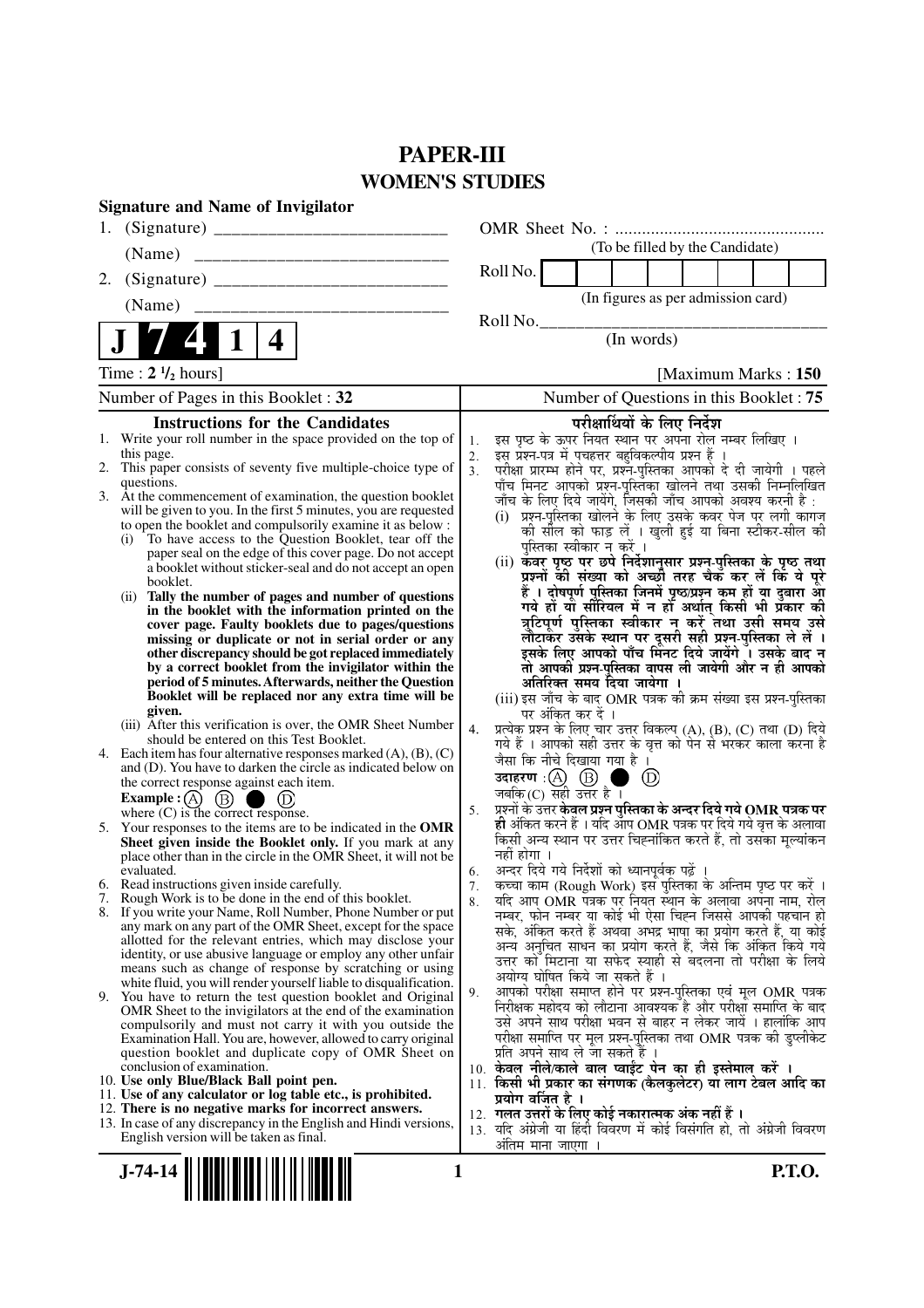# PAPER-III

## WOMEN'S STUDIES

**Signature and Name of Invigilator**

1. (Signature) __________________________

   (Name) __________________________

2. (Signature) __________________________

   (Name) __________________________

**J 7 4 1 4**

OMR Sheet No. : ...............................................

(To be filled by the Candidate)

Roll No. | | | | | | | | |

(In figures as per admission card)

Roll No.________________________________

(In words)

Time : **2 ½ hours**] [Maximum Marks : **150**

Number of Pages in this Booklet : **32**

Number of Questions in this Booklet : **75**

### Instructions for the Candidates

1. Write your roll number in the space provided on the top of this page.
2. This paper consists of seventy five multiple-choice type of questions.
3. At the commencement of examination, the question booklet will be given to you. In the first 5 minutes, you are requested to open the booklet and compulsorily examine it as below :
   (i) To have access to the Question Booklet, tear off the paper seal on the edge of this cover page. Do not accept a booklet without sticker-seal and do not accept an open booklet.
   (ii) **Tally the number of pages and number of questions in the booklet with the information printed on the cover page. Faulty booklets due to pages/questions missing or duplicate or not in serial order or any other discrepancy should be got replaced immediately by a correct booklet from the invigilator within the period of 5 minutes. Afterwards, neither the Question Booklet will be replaced nor any extra time will be given.**
   (iii) After this verification is over, the OMR Sheet Number should be entered on this Test Booklet.
4. Each item has four alternative responses marked (A), (B), (C) and (D). You have to darken the circle as indicated below on the correct response against each item.
   **Example :** (A) (B) ● (D)
   where (C) is the correct response.
5. Your responses to the items are to be indicated in the **OMR Sheet given inside the Booklet only.** If you mark at any place other than in the circle in the OMR Sheet, it will not be evaluated.
6. Read instructions given inside carefully.
7. Rough Work is to be done in the end of this booklet.
8. If you write your Name, Roll Number, Phone Number or put any mark on any part of the OMR Sheet, except for the space allotted for the relevant entries, which may disclose your identity, or use abusive language or employ any other unfair means such as change of response by scratching or using white fluid, you will render yourself liable to disqualification.
9. You have to return the test question booklet and Original OMR Sheet to the invigilators at the end of the examination compulsorily and must not carry it with you outside the Examination Hall. You are, however, allowed to carry original question booklet and duplicate copy of OMR Sheet on conclusion of examination.
10. **Use only Blue/Black Ball point pen.**
11. **Use of any calculator or log table etc., is prohibited.**
12. **There is no negative marks for incorrect answers.**
13. In case of any discrepancy in the English and Hindi versions, English version will be taken as final.

### परीक्षार्थियों के लिए निर्देश

1. इस पृष्ठ के ऊपर नियत स्थान पर अपना रोल नम्बर लिखिए ।
2. इस प्रश्न-पत्र में पचहत्तर बहुविकल्पीय प्रश्न हैं ।
3. परीक्षा प्रारम्भ होने पर, प्रश्न-पुस्तिका आपको दे दी जायेगी । पहले पाँच मिनट आपको प्रश्न-पुस्तिका खोलने तथा उसकी निम्नलिखित जाँच के लिए दिये जायेंगे, जिसकी जाँच आपको अवश्य करनी है :
   (i) प्रश्न-पुस्तिका खोलने के लिए उसके कवर पेज पर लगी कागज की सील को फाड़ लें । खुली हुई या बिना स्टीकर-सील की पुस्तिका स्वीकार न करें ।
   (ii) **कवर पृष्ठ पर छपे निर्देशानुसार प्रश्न-पुस्तिका के पृष्ठ तथा प्रश्नों की संख्या को अच्छी तरह चैक कर लें कि ये पूरे हैं । दोषपूर्ण पुस्तिका जिनमें पृष्ठ/प्रश्न कम हों या दुबारा आ गये हों या सीरियल में न हों अर्थात् किसी भी प्रकार की त्रुटिपूर्ण पुस्तिका स्वीकार न करें तथा उसी समय उसे लौटाकर उसके स्थान पर दूसरी सही प्रश्न-पुस्तिका ले लें । इसके लिए आपको पाँच मिनट दिये जायेंगे । उसके बाद न तो आपकी प्रश्न-पुस्तिका वापस ली जायेगी और न ही आपको अतिरिक्त समय दिया जायेगा ।**
   (iii) इस जाँच के बाद OMR पत्रक की क्रम संख्या इस प्रश्न-पुस्तिका पर अंकित कर दें ।
4. प्रत्येक प्रश्न के लिए चार उत्तर विकल्प (A), (B), (C) तथा (D) दिये गये हैं । आपको सही उत्तर के वृत्त को पेन से भरकर काला करना है जैसा कि नीचे दिखाया गया है ।
   **उदाहरण :** (A) (B) ● (D)
   जबकि (C) सही उत्तर है ।
5. प्रश्नों के उत्तर **केवल प्रश्न पुस्तिका के अन्दर दिये गये OMR पत्रक पर ही** अंकित करने हैं । यदि आप OMR पत्रक पर दिये गये वृत्त के अलावा किसी अन्य स्थान पर उत्तर चिह्नांकित करते हैं, तो उसका मूल्यांकन नहीं होगा ।
6. अन्दर दिये गये निर्देशों को ध्यानपूर्वक पढ़ें ।
7. कच्चा काम (Rough Work) इस पुस्तिका के अन्तिम पृष्ठ पर करें ।
8. यदि आप OMR पत्रक पर नियत स्थान के अलावा अपना नाम, रोल नम्बर, फोन नम्बर या कोई भी ऐसा चिह्न जिससे आपकी पहचान हो सके, अंकित करते हैं अथवा अभद्र भाषा का प्रयोग करते हैं, या कोई अन्य अनुचित साधन का प्रयोग करते हैं, जैसे कि अंकित किये गये उत्तर को मिटाना या सफेद स्याही से बदलना तो परीक्षा के लिये अयोग्य घोषित किये जा सकते हैं ।
9. आपको परीक्षा समाप्त होने पर प्रश्न-पुस्तिका एवं मूल OMR पत्रक निरीक्षक महोदय को लौटाना आवश्यक है और परीक्षा समाप्ति के बाद उसे अपने साथ परीक्षा भवन से बाहर न लेकर जायें । हालांकि आप परीक्षा समाप्ति पर मूल प्रश्न-पुस्तिका तथा OMR पत्रक की डुप्लीकेट प्रति अपने साथ ले जा सकते हैं ।
10. **केवल नीले/काले बाल प्वाईंट पेन का ही इस्तेमाल करें ।**
11. **किसी भी प्रकार का संगणक (कैलकुलेटर) या लाग टेबल आदि का प्रयोग वर्जित है ।**
12. **गलत उत्तरों के लिए कोई नकारात्मक अंक नहीं हैं ।**
13. यदि अंग्रेजी या हिंदी विवरण में कोई विसंगति हो, तो अंग्रेजी विवरण अंतिम माना जाएगा ।

J-74-14

P.T.O.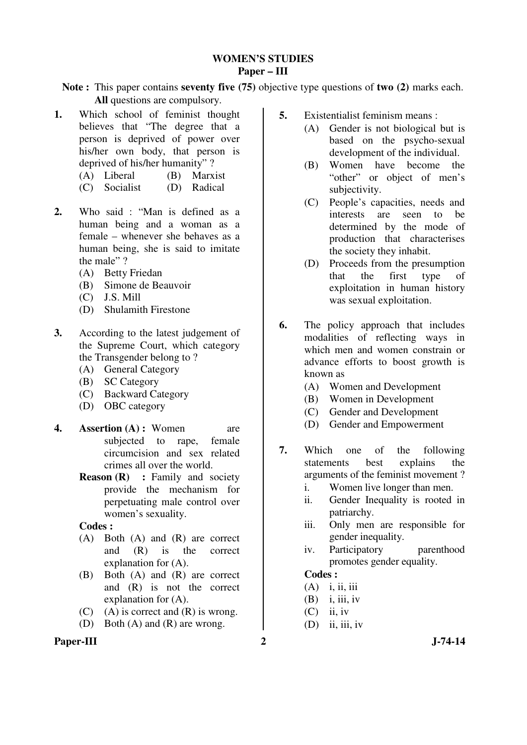## WOMEN'S STUDIES

### Paper – III

**Note :** This paper contains **seventy five (75)** objective type questions of **two (2)** marks each. **All** questions are compulsory.

**1.** Which school of feminist thought believes that "The degree that a person is deprived of power over his/her own body, that person is deprived of his/her humanity" ?

(A) Liberal (B) Marxist
(C) Socialist (D) Radical

**2.** Who said : "Man is defined as a human being and a woman as a female – whenever she behaves as a human being, she is said to imitate the male" ?

(A) Betty Friedan
(B) Simone de Beauvoir
(C) J.S. Mill
(D) Shulamith Firestone

**3.** According to the latest judgement of the Supreme Court, which category the Transgender belong to ?

(A) General Category
(B) SC Category
(C) Backward Category
(D) OBC category

**4.** **Assertion (A) :** Women are subjected to rape, female circumcision and sex related crimes all over the world.

**Reason (R) :** Family and society provide the mechanism for perpetuating male control over women's sexuality.

**Codes :**

(A) Both (A) and (R) are correct and (R) is the correct explanation for (A).
(B) Both (A) and (R) are correct and (R) is not the correct explanation for (A).
(C) (A) is correct and (R) is wrong.
(D) Both (A) and (R) are wrong.

**5.** Existentialist feminism means :

(A) Gender is not biological but is based on the psycho-sexual development of the individual.
(B) Women have become the "other" or object of men's subjectivity.
(C) People's capacities, needs and interests are seen to be determined by the mode of production that characterises the society they inhabit.
(D) Proceeds from the presumption that the first type of exploitation in human history was sexual exploitation.

**6.** The policy approach that includes modalities of reflecting ways in which men and women constrain or advance efforts to boost growth is known as

(A) Women and Development
(B) Women in Development
(C) Gender and Development
(D) Gender and Empowerment

**7.** Which one of the following statements best explains the arguments of the feminist movement ?

i. Women live longer than men.
ii. Gender Inequality is rooted in patriarchy.
iii. Only men are responsible for gender inequality.
iv. Participatory parenthood promotes gender equality.

**Codes :**

(A) i, ii, iii
(B) i, iii, iv
(C) ii, iv
(D) ii, iii, iv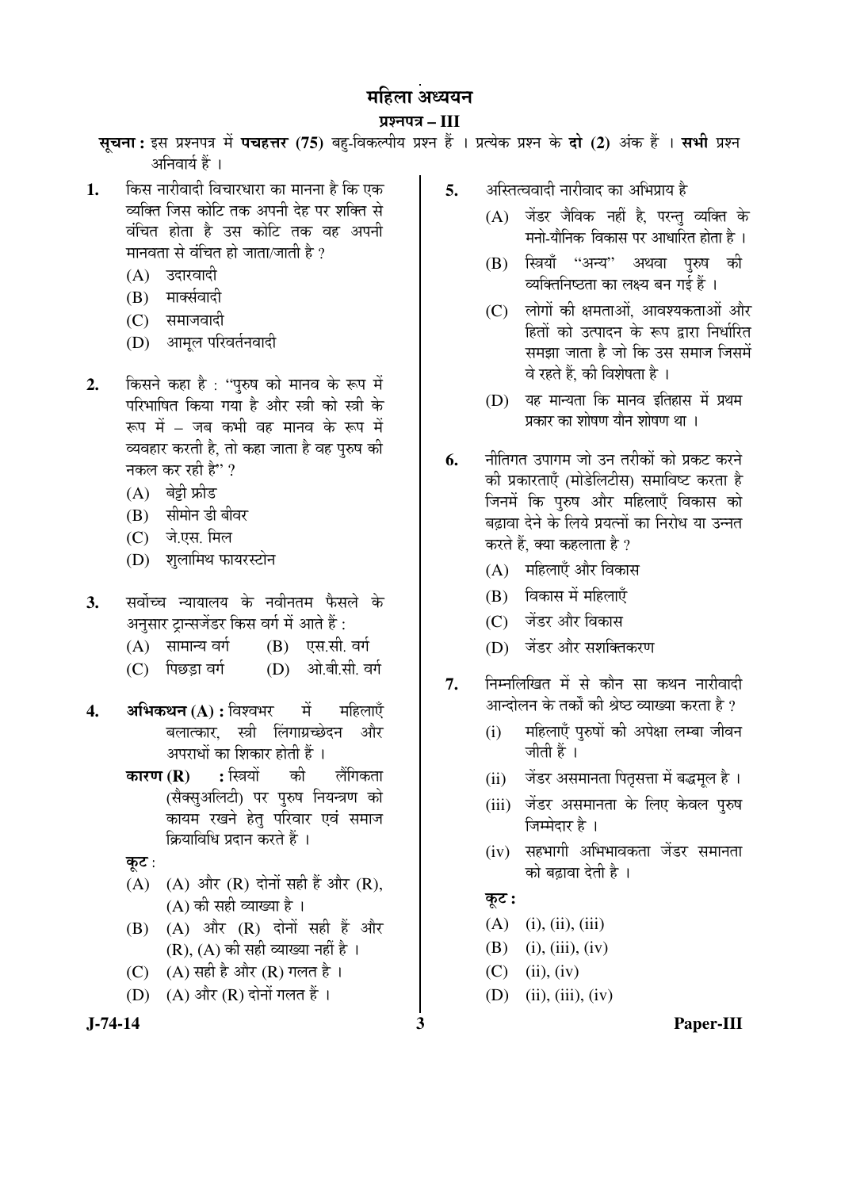# महिला अध्ययन

## प्रश्नपत्र – III

**सूचना :** इस प्रश्नपत्र में **पचहत्तर (75)** बहु-विकल्पीय प्रश्न हैं । प्रत्येक प्रश्न के **दो (2)** अंक हैं । **सभी** प्रश्न अनिवार्य हैं ।

**1.** किस नारीवादी विचारधारा का मानना है कि एक व्यक्ति जिस कोटि तक अपनी देह पर शक्ति से वंचित होता है उस कोटि तक वह अपनी मानवता से वंचित हो जाता/जाती है ?

(A) उदारवादी
(B) मार्क्सवादी
(C) समाजवादी
(D) आमूल परिवर्तनवादी

**2.** किसने कहा है : "पुरुष को मानव के रूप में परिभाषित किया गया है और स्त्री को स्त्री के रूप में – जब कभी वह मानव के रूप में व्यवहार करती है, तो कहा जाता है वह पुरुष की नकल कर रही है" ?

(A) बेट्टी फ्रीड
(B) सीमोन डी बीवर
(C) जे.एस. मिल
(D) शुलामिथ फायरस्टोन

**3.** सर्वोच्च न्यायालय के नवीनतम फैसले के अनुसार ट्रान्सजेंडर किस वर्ग में आते हैं :

(A) सामान्य वर्ग
(B) एस.सी. वर्ग
(C) पिछड़ा वर्ग
(D) ओ.बी.सी. वर्ग

**4.** **अभिकथन (A) :** विश्वभर में महिलाएँ बलात्कार, स्त्री लिंगाग्रच्छेदन और अपराधों का शिकार होती हैं ।

**कारण (R) :** स्त्रियों की लैंगिकता (सैक्सुअलिटी) पर पुरुष नियन्त्रण को कायम रखने हेतु परिवार एवं समाज क्रियाविधि प्रदान करते हैं ।

**कूट** :

(A) (A) और (R) दोनों सही हैं और (R), (A) की सही व्याख्या है ।
(B) (A) और (R) दोनों सही हैं और (R), (A) की सही व्याख्या नहीं है ।
(C) (A) सही है और (R) गलत है ।
(D) (A) और (R) दोनों गलत हैं ।

**5.** अस्तित्ववादी नारीवाद का अभिप्राय है

(A) जेंडर जैविक नहीं है, परन्तु व्यक्ति के मनो-यौनिक विकास पर आधारित होता है ।
(B) स्त्रियाँ "अन्य" अथवा पुरुष की व्यक्तिनिष्ठता का लक्ष्य बन गई हैं ।
(C) लोगों की क्षमताओं, आवश्यकताओं और हितों को उत्पादन के रूप द्वारा निर्धारित समझा जाता है जो कि उस समाज जिसमें वे रहते हैं, की विशेषता है ।
(D) यह मान्यता कि मानव इतिहास में प्रथम प्रकार का शोषण यौन शोषण था ।

**6.** नीतिगत उपागम जो उन तरीकों को प्रकट करने की प्रकारताएँ (मोडेलिटीस) समाविष्ट करता है जिनमें कि पुरुष और महिलाएँ विकास को बढ़ावा देने के लिये प्रयत्नों का निरोध या उन्नत करते हैं, क्या कहलाता है ?

(A) महिलाएँ और विकास
(B) विकास में महिलाएँ
(C) जेंडर और विकास
(D) जेंडर और सशक्तिकरण

**7.** निम्नलिखित में से कौन सा कथन नारीवादी आन्दोलन के तर्कों की श्रेष्ठ व्याख्या करता है ?

(i) महिलाएँ पुरुषों की अपेक्षा लम्बा जीवन जीती हैं ।
(ii) जेंडर असमानता पितृसत्ता में बद्धमूल है ।
(iii) जेंडर असमानता के लिए केवल पुरुष जिम्मेदार है ।
(iv) सहभागी अभिभावकता जेंडर समानता को बढ़ावा देती है ।

**कूट :**

(A) (i), (ii), (iii)
(B) (i), (iii), (iv)
(C) (ii), (iv)
(D) (ii), (iii), (iv)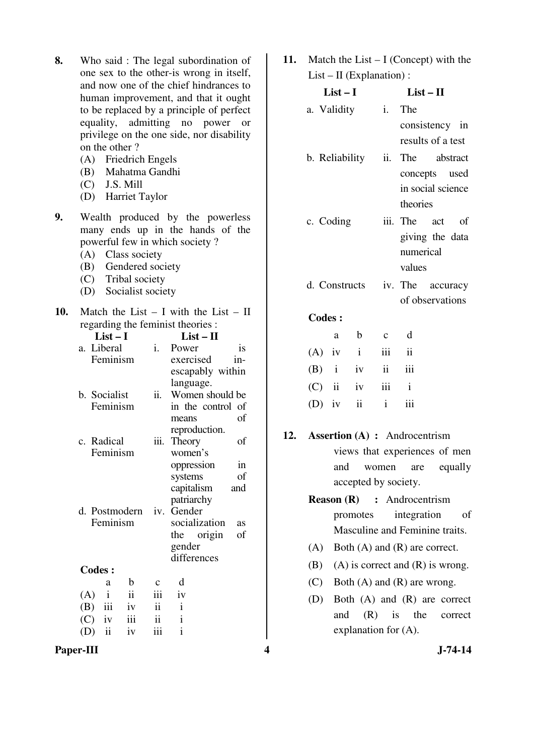**8.** Who said : The legal subordination of one sex to the other-is wrong in itself, and now one of the chief hindrances to human improvement, and that it ought to be replaced by a principle of perfect equality, admitting no power or privilege on the one side, nor disability on the other ?

(A) Friedrich Engels
(B) Mahatma Gandhi
(C) J.S. Mill
(D) Harriet Taylor

**9.** Wealth produced by the powerless many ends up in the hands of the powerful few in which society ?

(A) Class society
(B) Gendered society
(C) Tribal society
(D) Socialist society

**10.** Match the List – I with the List – II regarding the feminist theories :

| List – I | List – II |
|---|---|
| a. Liberal Feminism | i. Power is exercised in-escapably within language. |
| b. Socialist Feminism | ii. Women should be in the control of means of reproduction. |
| c. Radical Feminism | iii. Theory of women's oppression in systems of capitalism and patriarchy |
| d. Postmodern Feminism | iv. Gender socialization as the origin of gender differences |

**Codes :**

| | a | b | c | d |
|---|---|---|---|---|
| (A) | i | ii | iii | iv |
| (B) | iii | iv | ii | i |
| (C) | iv | iii | ii | i |
| (D) | ii | iv | iii | i |

**11.** Match the List – I (Concept) with the List – II (Explanation) :

| List – I | List – II |
|---|---|
| a. Validity | i. The consistency in results of a test |
| b. Reliability | ii. The abstract concepts used in social science theories |
| c. Coding | iii. The act of giving the data numerical values |
| d. Constructs | iv. The accuracy of observations |

**Codes :**

| | a | b | c | d |
|---|---|---|---|---|
| (A) | iv | i | iii | ii |
| (B) | i | iv | ii | iii |
| (C) | ii | iv | iii | i |
| (D) | iv | ii | i | iii |

**12.** **Assertion (A) :** Androcentrism views that experiences of men and women are equally accepted by society.

**Reason (R) :** Androcentrism promotes integration of Masculine and Feminine traits.

(A) Both (A) and (R) are correct.
(B) (A) is correct and (R) is wrong.
(C) Both (A) and (R) are wrong.
(D) Both (A) and (R) are correct and (R) is the correct explanation for (A).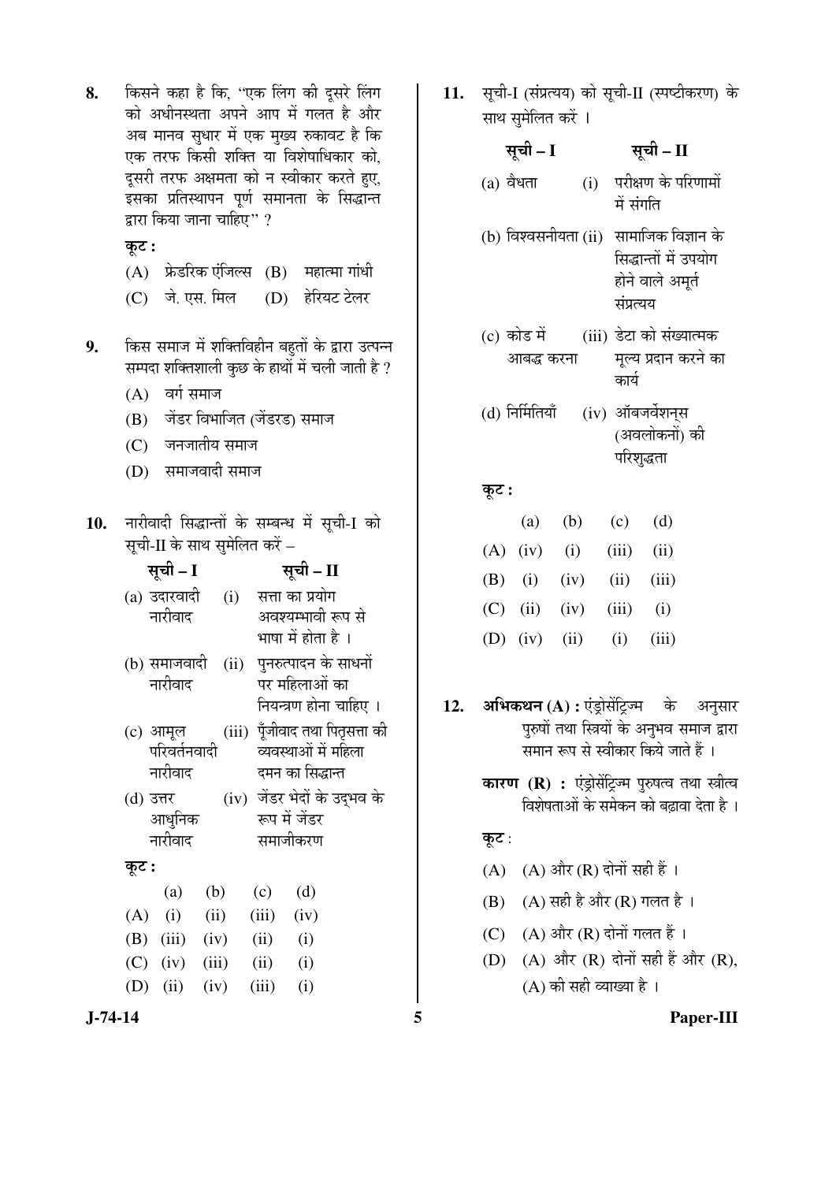8. किसने कहा है कि, "एक लिंग की दूसरे लिंग को अधीनस्थता अपने आप में गलत है और अब मानव सुधार में एक मुख्य रुकावट है कि एक तरफ किसी शक्ति या विशेषाधिकार को, दूसरी तरफ अक्षमता को न स्वीकार करते हुए, इसका प्रतिस्थापन पूर्ण समानता के सिद्धान्त द्वारा किया जाना चाहिए" ?

कूट :

(A) फ्रेडरिक एंजिल्स (B) महात्मा गांधी

(C) जे. एस. मिल (D) हेरियट टेलर

9. किस समाज में शक्तिविहीन बहुतों के द्वारा उत्पन्न सम्पदा शक्तिशाली कुछ के हाथों में चली जाती है ?

(A) वर्ग समाज

(B) जेंडर विभाजित (जेंडरड) समाज

(C) जनजातीय समाज

(D) समाजवादी समाज

10. नारीवादी सिद्धान्तों के सम्बन्ध में सूची-I को सूची-II के साथ सुमेलित करें –

| सूची – I | सूची – II |
|---|---|
| (a) उदारवादी नारीवाद | (i) सत्ता का प्रयोग अवश्यम्भावी रूप से भाषा में होता है । |
| (b) समाजवादी नारीवाद | (ii) पुनरुत्पादन के साधनों पर महिलाओं का नियन्त्रण होना चाहिए । |
| (c) आमूल परिवर्तनवादी नारीवाद | (iii) पूँजीवाद तथा पितृसत्ता की व्यवस्थाओं में महिला दमन का सिद्धान्त |
| (d) उत्तर आधुनिक नारीवाद | (iv) जेंडर भेदों के उद्भव के रूप में जेंडर समाजीकरण |

कूट :

| | (a) | (b) | (c) | (d) |
|---|---|---|---|---|
| (A) | (i) | (ii) | (iii) | (iv) |
| (B) | (iii) | (iv) | (ii) | (i) |
| (C) | (iv) | (iii) | (ii) | (i) |
| (D) | (ii) | (iv) | (iii) | (i) |

11. सूची-I (संप्रत्यय) को सूची-II (स्पष्टीकरण) के साथ सुमेलित करें ।

| सूची – I | सूची – II |
|---|---|
| (a) वैधता | (i) परीक्षण के परिणामों में संगति |
| (b) विश्वसनीयता | (ii) सामाजिक विज्ञान के सिद्धान्तों में उपयोग होने वाले अमूर्त संप्रत्यय |
| (c) कोड में आबद्ध करना | (iii) डेटा को संख्यात्मक मूल्य प्रदान करने का कार्य |
| (d) निर्मितियाँ | (iv) ऑबजर्वेशन्स (अवलोकनों) की परिशुद्धता |

कूट :

| | (a) | (b) | (c) | (d) |
|---|---|---|---|---|
| (A) | (iv) | (i) | (iii) | (ii) |
| (B) | (i) | (iv) | (ii) | (iii) |
| (C) | (ii) | (iv) | (iii) | (i) |
| (D) | (iv) | (ii) | (i) | (iii) |

12. **अभिकथन (A) :** एंड्रोसेंट्रिज्म के अनुसार पुरुषों तथा स्त्रियों के अनुभव समाज द्वारा समान रूप से स्वीकार किये जाते हैं ।

**कारण (R) :** एंड्रोसेंट्रिज्म पुरुषत्व तथा स्त्रीत्व विशेषताओं के समेकन को बढ़ावा देता है ।

कूट :

(A) (A) और (R) दोनों सही हैं ।

(B) (A) सही है और (R) गलत है ।

(C) (A) और (R) दोनों गलत हैं ।

(D) (A) और (R) दोनों सही हैं और (R), (A) की सही व्याख्या है ।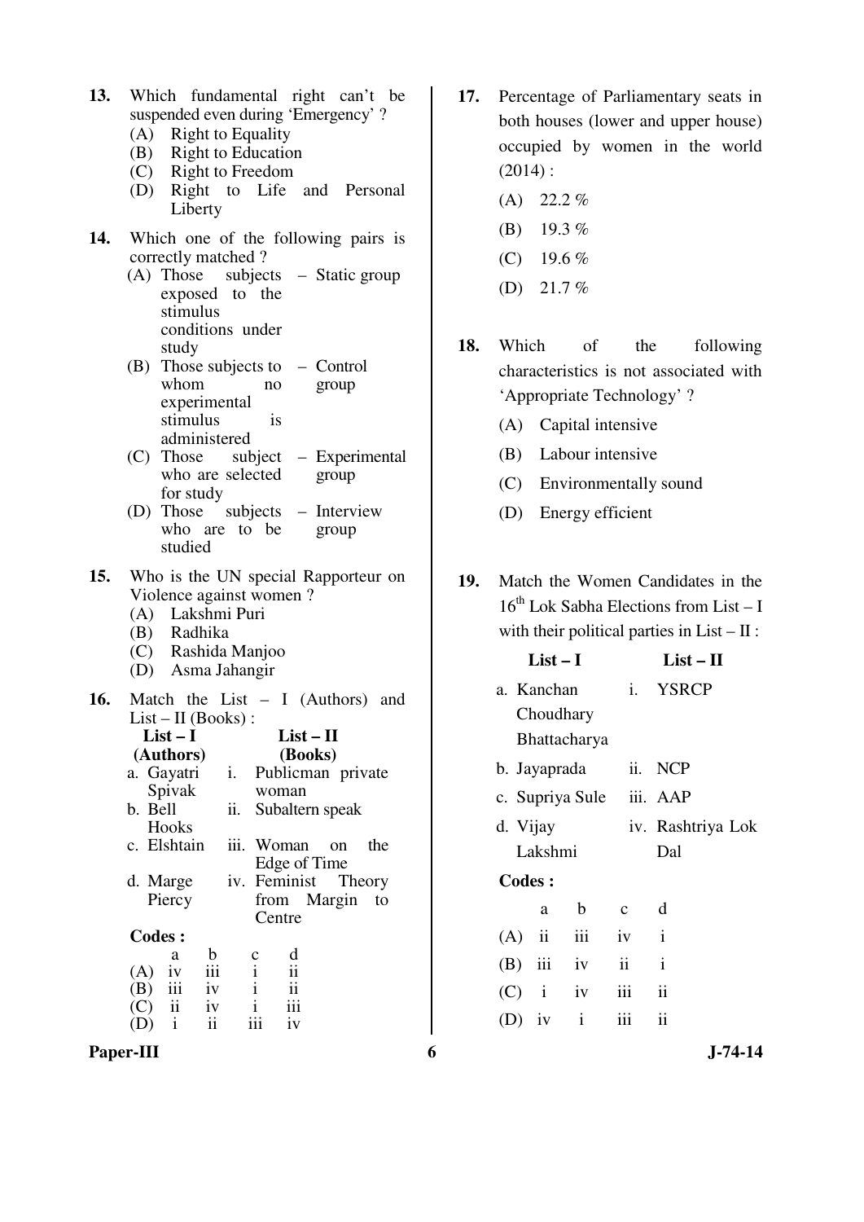13. Which fundamental right can't be suspended even during 'Emergency' ?
   (A) Right to Equality
   (B) Right to Education
   (C) Right to Freedom
   (D) Right to Life and Personal Liberty

14. Which one of the following pairs is correctly matched ?
   (A) Those subjects exposed to the stimulus conditions under study – Static group
   (B) Those subjects to whom no experimental stimulus is administered – Control group
   (C) Those subject who are selected for study – Experimental group
   (D) Those subjects who are to be studied – Interview group

15. Who is the UN special Rapporteur on Violence against women ?
   (A) Lakshmi Puri
   (B) Radhika
   (C) Rashida Manjoo
   (D) Asma Jahangir

16. Match the List – I (Authors) and List – II (Books) :

| List – I (Authors) | List – II (Books) |
|---|---|
| a. Gayatri Spivak | i. Publicman private woman |
| b. Bell Hooks | ii. Subaltern speak |
| c. Elshtain | iii. Woman on the Edge of Time |
| d. Marge Piercy | iv. Feminist Theory from Margin to Centre |

**Codes :**

| | a | b | c | d |
|---|---|---|---|---|
| (A) | iv | iii | i | ii |
| (B) | iii | iv | i | ii |
| (C) | ii | iv | i | iii |
| (D) | i | ii | iii | iv |

17. Percentage of Parliamentary seats in both houses (lower and upper house) occupied by women in the world (2014) :
   (A) 22.2 %
   (B) 19.3 %
   (C) 19.6 %
   (D) 21.7 %

18. Which of the following characteristics is not associated with 'Appropriate Technology' ?
   (A) Capital intensive
   (B) Labour intensive
   (C) Environmentally sound
   (D) Energy efficient

19. Match the Women Candidates in the 16th Lok Sabha Elections from List – I with their political parties in List – II :

| List – I | List – II |
|---|---|
| a. Kanchan Choudhary Bhattacharya | i. YSRCP |
| b. Jayaprada | ii. NCP |
| c. Supriya Sule | iii. AAP |
| d. Vijay Lakshmi | iv. Rashtriya Lok Dal |

**Codes :**

| | a | b | c | d |
|---|---|---|---|---|
| (A) | ii | iii | iv | i |
| (B) | iii | iv | ii | i |
| (C) | i | iv | iii | ii |
| (D) | iv | i | iii | ii |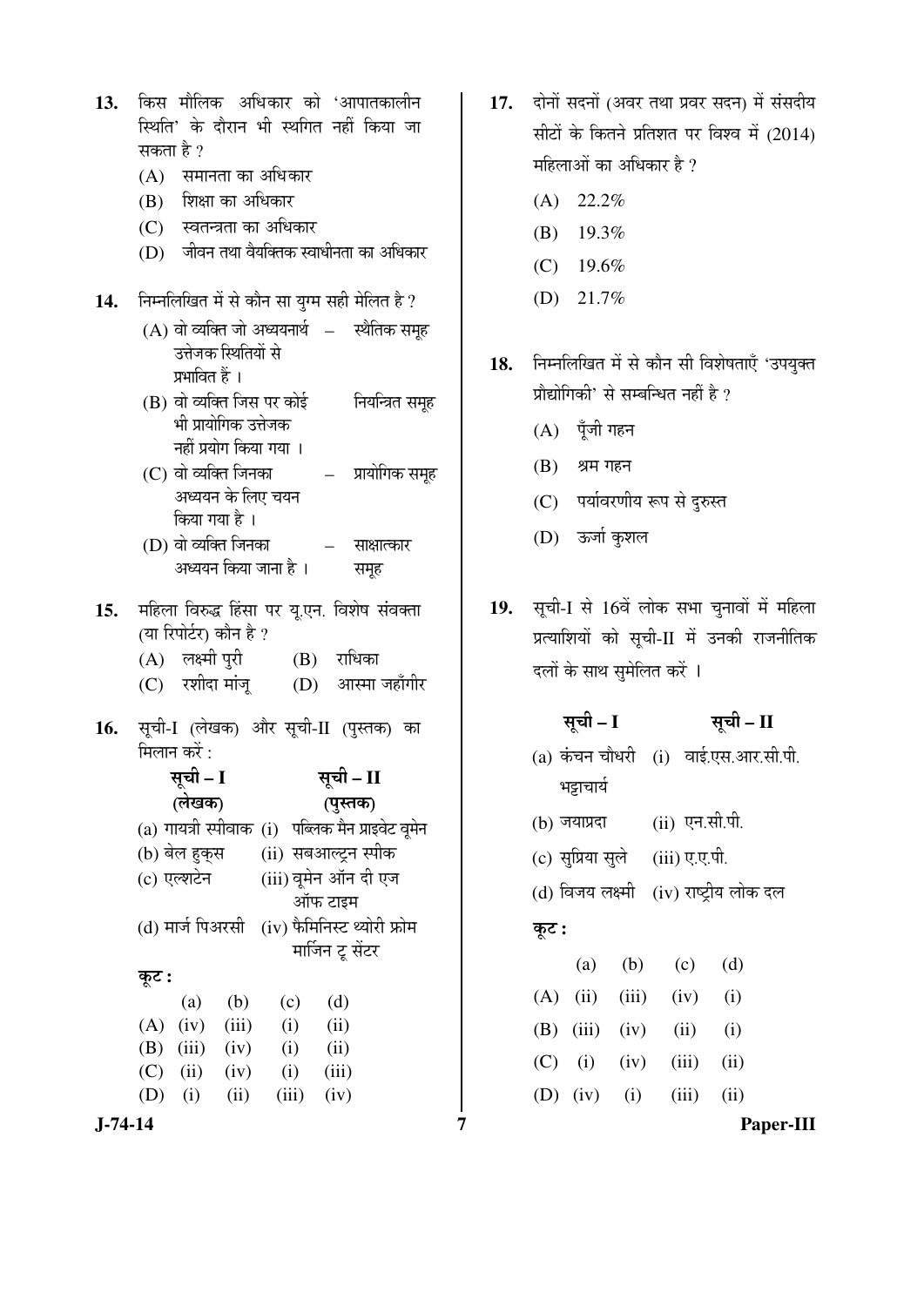13. किस मौलिक अधिकार को 'आपातकालीन स्थिति' के दौरान भी स्थगित नहीं किया जा सकता है ?

(A) समानता का अधिकार

(B) शिक्षा का अधिकार

(C) स्वतन्त्रता का अधिकार

(D) जीवन तथा वैयक्तिक स्वाधीनता का अधिकार

14. निम्नलिखित में से कौन सा युग्म सही मेलित है ?

(A) वो व्यक्ति जो अध्ययनार्थ उत्तेजक स्थितियों से प्रभावित हैं । – स्थैतिक समूह

(B) वो व्यक्ति जिस पर कोई भी प्रायोगिक उत्तेजक नहीं प्रयोग किया गया । नियन्त्रित समूह

(C) वो व्यक्ति जिनका अध्ययन के लिए चयन किया गया है । – प्रायोगिक समूह

(D) वो व्यक्ति जिनका अध्ययन किया जाना है । – साक्षात्कार समूह

15. महिला विरुद्ध हिंसा पर यू.एन. विशेष संवक्ता (या रिपोर्टर) कौन है ?

(A) लक्ष्मी पुरी (B) राधिका

(C) रशीदा मांजू (D) आस्मा जहाँगीर

16. सूची-I (लेखक) और सूची-II (पुस्तक) का मिलान करें :

| सूची – I (लेखक) | सूची – II (पुस्तक) |
|---|---|
| (a) गायत्री स्पीवाक | (i) पब्लिक मैन प्राइवेट वूमेन |
| (b) बेल हुक्स | (ii) सबआल्टर्न स्पीक |
| (c) एल्शटेन | (iii) वूमेन ऑन दी एज ऑफ टाइम |
| (d) मार्ज पिअरसी | (iv) फैमिनिस्ट थ्योरी फ्रोम मार्जिन टू सेंटर |

कूट :

| | (a) | (b) | (c) | (d) |
|---|---|---|---|---|
| (A) | (iv) | (iii) | (i) | (ii) |
| (B) | (iii) | (iv) | (i) | (ii) |
| (C) | (ii) | (iv) | (i) | (iii) |
| (D) | (i) | (ii) | (iii) | (iv) |

17. दोनों सदनों (अवर तथा प्रवर सदन) में संसदीय सीटों के कितने प्रतिशत पर विश्व में (2014) महिलाओं का अधिकार है ?

(A) 22.2%

(B) 19.3%

(C) 19.6%

(D) 21.7%

18. निम्नलिखित में से कौन सी विशेषताएँ 'उपयुक्त प्रौद्योगिकी' से सम्बन्धित नहीं है ?

(A) पूँजी गहन

(B) श्रम गहन

(C) पर्यावरणीय रूप से दुरुस्त

(D) ऊर्जा कुशल

19. सूची-I से 16वें लोक सभा चुनावों में महिला प्रत्याशियों को सूची-II में उनकी राजनीतिक दलों के साथ सुमेलित करें ।

| सूची – I | सूची – II |
|---|---|
| (a) कंचन चौधरी भट्टाचार्य | (i) वाई.एस.आर.सी.पी. |
| (b) जयाप्रदा | (ii) एन.सी.पी. |
| (c) सुप्रिया सुले | (iii) ए.ए.पी. |
| (d) विजय लक्ष्मी | (iv) राष्ट्रीय लोक दल |

कूट :

| | (a) | (b) | (c) | (d) |
|---|---|---|---|---|
| (A) | (ii) | (iii) | (iv) | (i) |
| (B) | (iii) | (iv) | (ii) | (i) |
| (C) | (i) | (iv) | (iii) | (ii) |
| (D) | (iv) | (i) | (iii) | (ii) |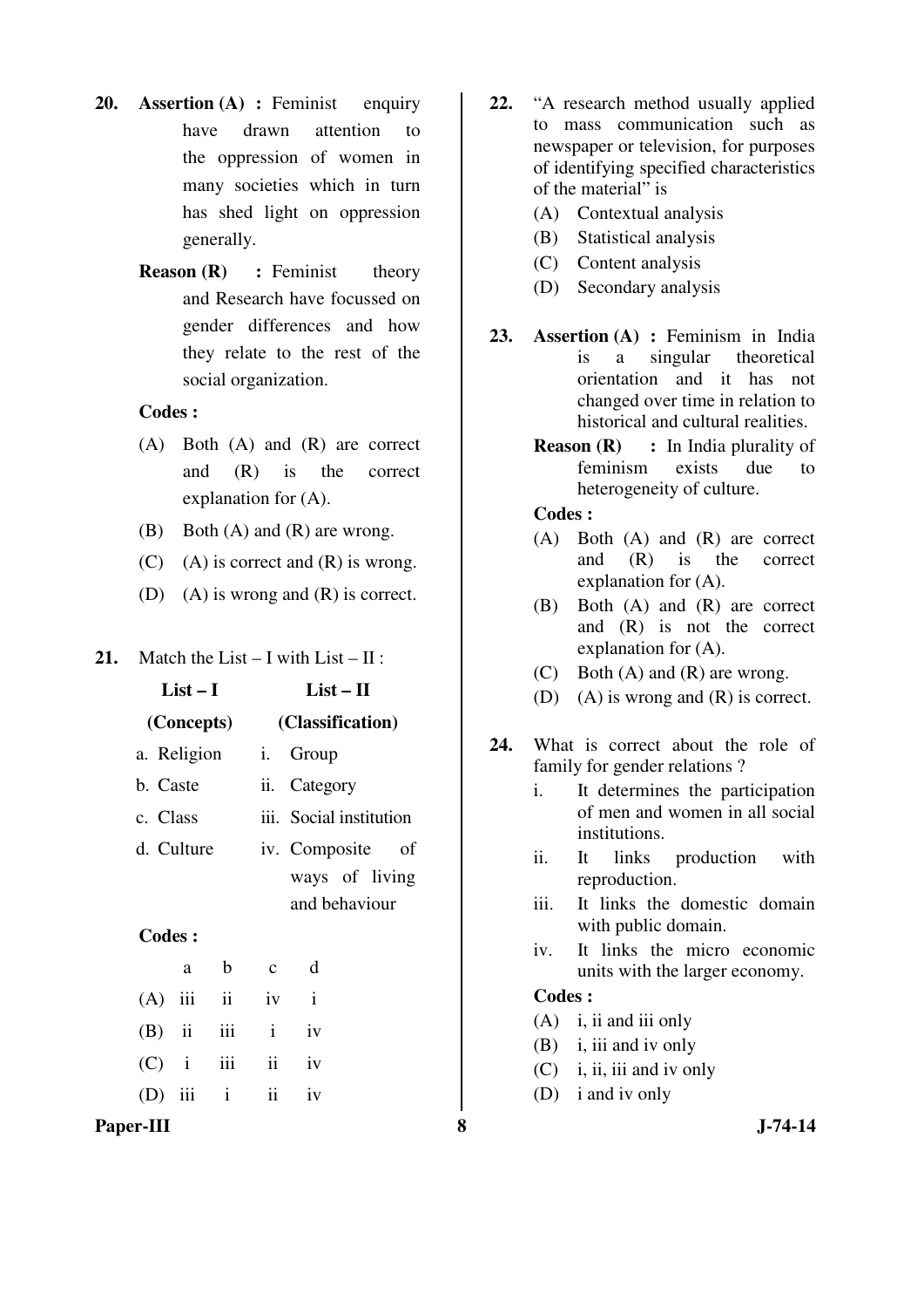**20.** **Assertion (A) :** Feminist enquiry have drawn attention to the oppression of women in many societies which in turn has shed light on oppression generally.

**Reason (R) :** Feminist theory and Research have focussed on gender differences and how they relate to the rest of the social organization.

**Codes :**

(A) Both (A) and (R) are correct and (R) is the correct explanation for (A).

(B) Both (A) and (R) are wrong.

(C) (A) is correct and (R) is wrong.

(D) (A) is wrong and (R) is correct.

**21.** Match the List – I with List – II :

| List – I (Concepts) | List – II (Classification) |
|---|---|
| a. Religion | i. Group |
| b. Caste | ii. Category |
| c. Class | iii. Social institution |
| d. Culture | iv. Composite of ways of living and behaviour |

**Codes :**

| | a | b | c | d |
|---|---|---|---|---|
| (A) | iii | ii | iv | i |
| (B) | ii | iii | i | iv |
| (C) | i | iii | ii | iv |
| (D) | iii | i | ii | iv |

**22.** "A research method usually applied to mass communication such as newspaper or television, for purposes of identifying specified characteristics of the material" is

(A) Contextual analysis

(B) Statistical analysis

(C) Content analysis

(D) Secondary analysis

**23.** **Assertion (A) :** Feminism in India is a singular theoretical orientation and it has not changed over time in relation to historical and cultural realities.

**Reason (R) :** In India plurality of feminism exists due to heterogeneity of culture.

**Codes :**

(A) Both (A) and (R) are correct and (R) is the correct explanation for (A).

(B) Both (A) and (R) are correct and (R) is not the correct explanation for (A).

(C) Both (A) and (R) are wrong.

(D) (A) is wrong and (R) is correct.

**24.** What is correct about the role of family for gender relations ?

i. It determines the participation of men and women in all social institutions.

ii. It links production with reproduction.

iii. It links the domestic domain with public domain.

iv. It links the micro economic units with the larger economy.

**Codes :**

(A) i, ii and iii only

(B) i, iii and iv only

(C) i, ii, iii and iv only

(D) i and iv only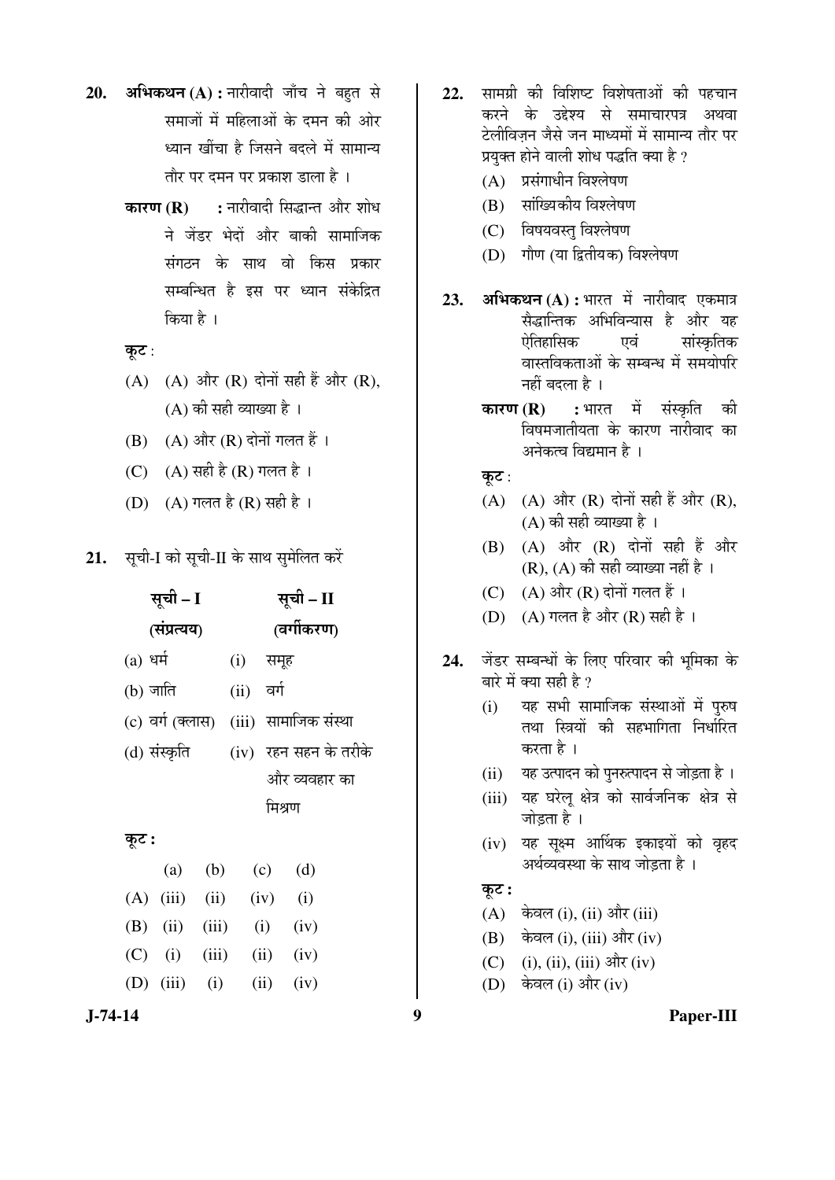20. **अभिकथन (A) :** नारीवादी जाँच ने बहुत से समाजों में महिलाओं के दमन की ओर ध्यान खींचा है जिसने बदले में सामान्य तौर पर दमन पर प्रकाश डाला है ।

    **कारण (R) :** नारीवादी सिद्धान्त और शोध ने जेंडर भेदों और बाकी सामाजिक संगठन के साथ वो किस प्रकार सम्बन्धित है इस पर ध्यान संकेंद्रित किया है ।

    **कूट** :

    (A) (A) और (R) दोनों सही हैं और (R), (A) की सही व्याख्या है ।

    (B) (A) और (R) दोनों गलत हैं ।

    (C) (A) सही है (R) गलत है ।

    (D) (A) गलत है (R) सही है ।

21. सूची-I को सूची-II के साथ सुमेलित करें

| **सूची – I (संप्रत्यय)** | **सूची – II (वर्गीकरण)** |
|---|---|
| (a) धर्म | (i) समूह |
| (b) जाति | (ii) वर्ग |
| (c) वर्ग (क्लास) | (iii) सामाजिक संस्था |
| (d) संस्कृति | (iv) रहन सहन के तरीके और व्यवहार का मिश्रण |

**कूट :**

| | (a) | (b) | (c) | (d) |
|---|---|---|---|---|
| (A) | (iii) | (ii) | (iv) | (i) |
| (B) | (ii) | (iii) | (i) | (iv) |
| (C) | (i) | (iii) | (ii) | (iv) |
| (D) | (iii) | (i) | (ii) | (iv) |

22. सामग्री की विशिष्ट विशेषताओं की पहचान करने के उद्देश्य से समाचारपत्र अथवा टेलीविज़न जैसे जन माध्यमों में सामान्य तौर पर प्रयुक्त होने वाली शोध पद्धति क्या है ?

    (A) प्रसंगाधीन विश्लेषण

    (B) सांख्यिकीय विश्लेषण

    (C) विषयवस्तु विश्लेषण

    (D) गौण (या द्वितीयक) विश्लेषण

23. **अभिकथन (A) :** भारत में नारीवाद एकमात्र सैद्धान्तिक अभिविन्यास है और यह ऐतिहासिक एवं सांस्कृतिक वास्तविकताओं के सम्बन्ध में समयोपरि नहीं बदला है ।

    **कारण (R) :** भारत में संस्कृति की विषमजातीयता के कारण नारीवाद का अनेकत्व विद्यमान है ।

    **कूट** :

    (A) (A) और (R) दोनों सही हैं और (R), (A) की सही व्याख्या है ।

    (B) (A) और (R) दोनों सही हैं और (R), (A) की सही व्याख्या नहीं है ।

    (C) (A) और (R) दोनों गलत हैं ।

    (D) (A) गलत है और (R) सही है ।

24. जेंडर सम्बन्धों के लिए परिवार की भूमिका के बारे में क्या सही है ?

    (i) यह सभी सामाजिक संस्थाओं में पुरुष तथा स्त्रियों की सहभागिता निर्धारित करता है ।

    (ii) यह उत्पादन को पुनरुत्पादन से जोड़ता है ।

    (iii) यह घरेलू क्षेत्र को सार्वजनिक क्षेत्र से जोड़ता है ।

    (iv) यह सूक्ष्म आर्थिक इकाइयों को वृहद अर्थव्यवस्था के साथ जोड़ता है ।

    **कूट :**

    (A) केवल (i), (ii) और (iii)

    (B) केवल (i), (iii) और (iv)

    (C) (i), (ii), (iii) और (iv)

    (D) केवल (i) और (iv)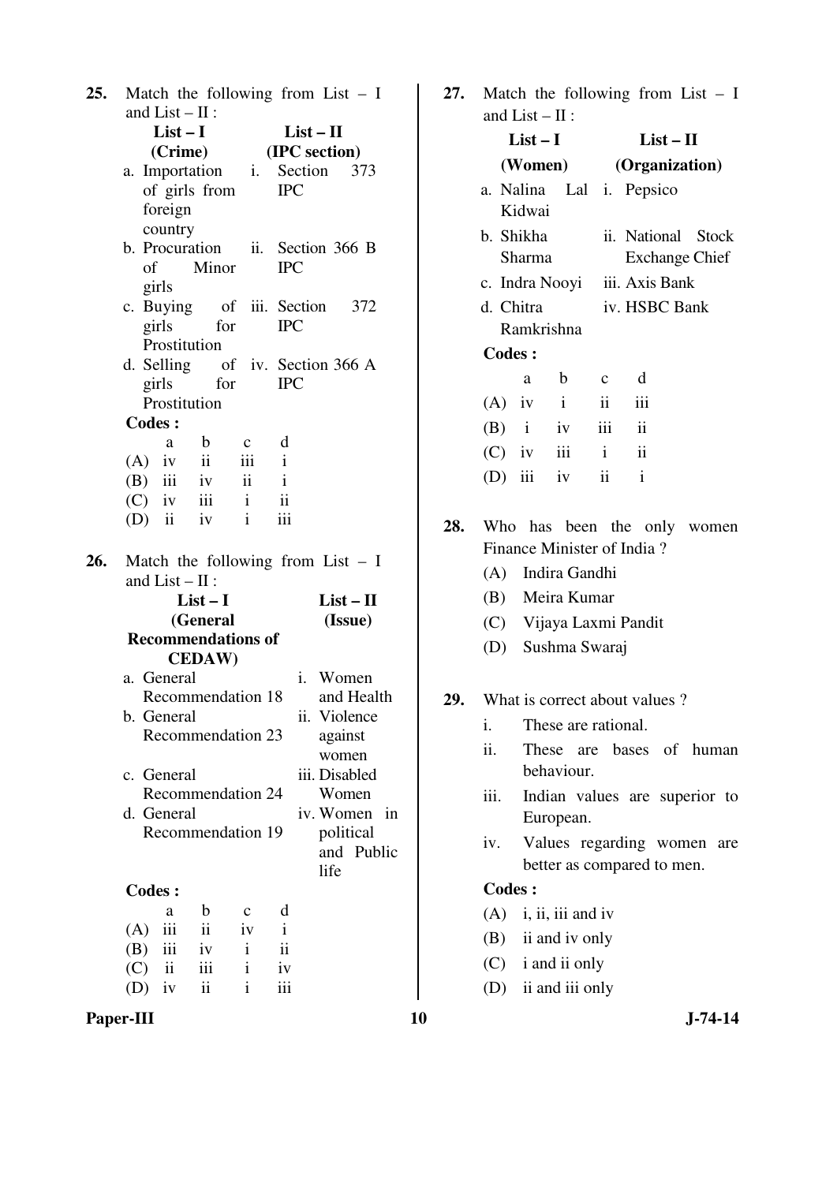**25.** Match the following from List – I and List – II :

| List – I (Crime) | List – II (IPC section) |
|---|---|
| a. Importation of girls from foreign country | i. Section 373 IPC |
| b. Procuration of Minor girls | ii. Section 366 B IPC |
| c. Buying of girls for Prostitution | iii. Section 372 IPC |
| d. Selling of girls for Prostitution | iv. Section 366 A IPC |

**Codes :**

| | a | b | c | d |
|---|---|---|---|---|
| (A) | iv | ii | iii | i |
| (B) | iii | iv | ii | i |
| (C) | iv | iii | i | ii |
| (D) | ii | iv | i | iii |

**26.** Match the following from List – I and List – II :

| List – I (General Recommendations of CEDAW) | List – II (Issue) |
|---|---|
| a. General Recommendation 18 | i. Women and Health |
| b. General Recommendation 23 | ii. Violence against women |
| c. General Recommendation 24 | iii. Disabled Women |
| d. General Recommendation 19 | iv. Women in political and Public life |

**Codes :**

| | a | b | c | d |
|---|---|---|---|---|
| (A) | iii | ii | iv | i |
| (B) | iii | iv | i | ii |
| (C) | ii | iii | i | iv |
| (D) | iv | ii | i | iii |

**27.** Match the following from List – I and List – II :

| List – I (Women) | List – II (Organization) |
|---|---|
| a. Nalina Lal Kidwai | i. Pepsico |
| b. Shikha Sharma | ii. National Stock Exchange Chief |
| c. Indra Nooyi | iii. Axis Bank |
| d. Chitra Ramkrishna | iv. HSBC Bank |

**Codes :**

| | a | b | c | d |
|---|---|---|---|---|
| (A) | iv | i | ii | iii |
| (B) | i | iv | iii | ii |
| (C) | iv | iii | i | ii |
| (D) | iii | iv | ii | i |

**28.** Who has been the only women Finance Minister of India ?

(A) Indira Gandhi

(B) Meira Kumar

(C) Vijaya Laxmi Pandit

(D) Sushma Swaraj

**29.** What is correct about values ?

i. These are rational.

ii. These are bases of human behaviour.

iii. Indian values are superior to European.

iv. Values regarding women are better as compared to men.

**Codes :**

(A) i, ii, iii and iv

(B) ii and iv only

(C) i and ii only

(D) ii and iii only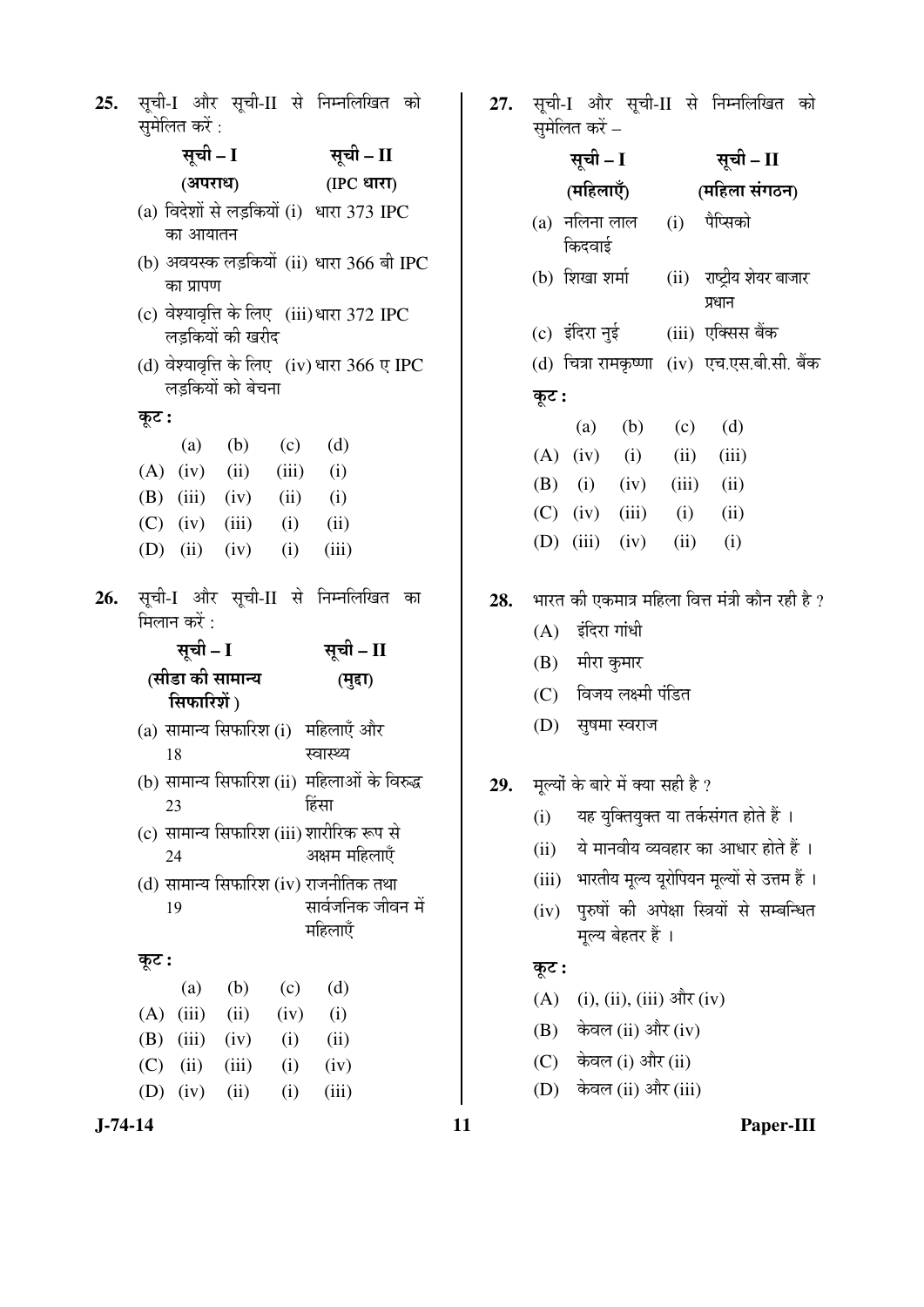**25.** सूची-I और सूची-II से निम्नलिखित को सुमेलित करें :

| सूची – I (अपराध) | सूची – II (IPC धारा) |
|---|---|
| (a) विदेशों से लड़कियों का आयातन | (i) धारा 373 IPC |
| (b) अवयस्क लड़कियों का प्रापण | (ii) धारा 366 बी IPC |
| (c) वेश्यावृत्ति के लिए लड़कियों की खरीद | (iii) धारा 372 IPC |
| (d) वेश्यावृत्ति के लिए लड़कियों को बेचना | (iv) धारा 366 ए IPC |

**कूट :**

| | (a) | (b) | (c) | (d) |
|---|---|---|---|---|
| (A) | (iv) | (ii) | (iii) | (i) |
| (B) | (iii) | (iv) | (ii) | (i) |
| (C) | (iv) | (iii) | (i) | (ii) |
| (D) | (ii) | (iv) | (i) | (iii) |

**26.** सूची-I और सूची-II से निम्नलिखित का मिलान करें :

| सूची – I (सीडा की सामान्य सिफारिशें) | सूची – II (मुद्दा) |
|---|---|
| (a) सामान्य सिफारिश 18 | (i) महिलाएँ और स्वास्थ्य |
| (b) सामान्य सिफारिश 23 | (ii) महिलाओं के विरुद्ध हिंसा |
| (c) सामान्य सिफारिश 24 | (iii) शारीरिक रूप से अक्षम महिलाएँ |
| (d) सामान्य सिफारिश 19 | (iv) राजनीतिक तथा सार्वजनिक जीवन में महिलाएँ |

**कूट :**

| | (a) | (b) | (c) | (d) |
|---|---|---|---|---|
| (A) | (iii) | (ii) | (iv) | (i) |
| (B) | (iii) | (iv) | (i) | (ii) |
| (C) | (ii) | (iii) | (i) | (iv) |
| (D) | (iv) | (ii) | (i) | (iii) |

**27.** सूची-I और सूची-II से निम्नलिखित को सुमेलित करें –

| सूची – I (महिलाएँ) | सूची – II (महिला संगठन) |
|---|---|
| (a) नलिना लाल किदवाई | (i) पैप्सिको |
| (b) शिखा शर्मा | (ii) राष्ट्रीय शेयर बाजार प्रधान |
| (c) इंदिरा नुई | (iii) एक्सिस बैंक |
| (d) चित्रा रामकृष्णा | (iv) एच.एस.बी.सी. बैंक |

**कूट :**

| | (a) | (b) | (c) | (d) |
|---|---|---|---|---|
| (A) | (iv) | (i) | (ii) | (iii) |
| (B) | (i) | (iv) | (iii) | (ii) |
| (C) | (iv) | (iii) | (i) | (ii) |
| (D) | (iii) | (iv) | (ii) | (i) |

**28.** भारत की एकमात्र महिला वित्त मंत्री कौन रही है ?

(A) इंदिरा गांधी

(B) मीरा कुमार

(C) विजय लक्ष्मी पंडित

(D) सुषमा स्वराज

**29.** मूल्यों के बारे में क्या सही है ?

(i) यह युक्तियुक्त या तर्कसंगत होते हैं ।

(ii) ये मानवीय व्यवहार का आधार होते हैं ।

(iii) भारतीय मूल्य यूरोपियन मूल्यों से उत्तम हैं ।

(iv) पुरुषों की अपेक्षा स्त्रियों से सम्बन्धित मूल्य बेहतर हैं ।

**कूट :**

(A) (i), (ii), (iii) और (iv)

(B) केवल (ii) और (iv)

(C) केवल (i) और (ii)

(D) केवल (ii) और (iii)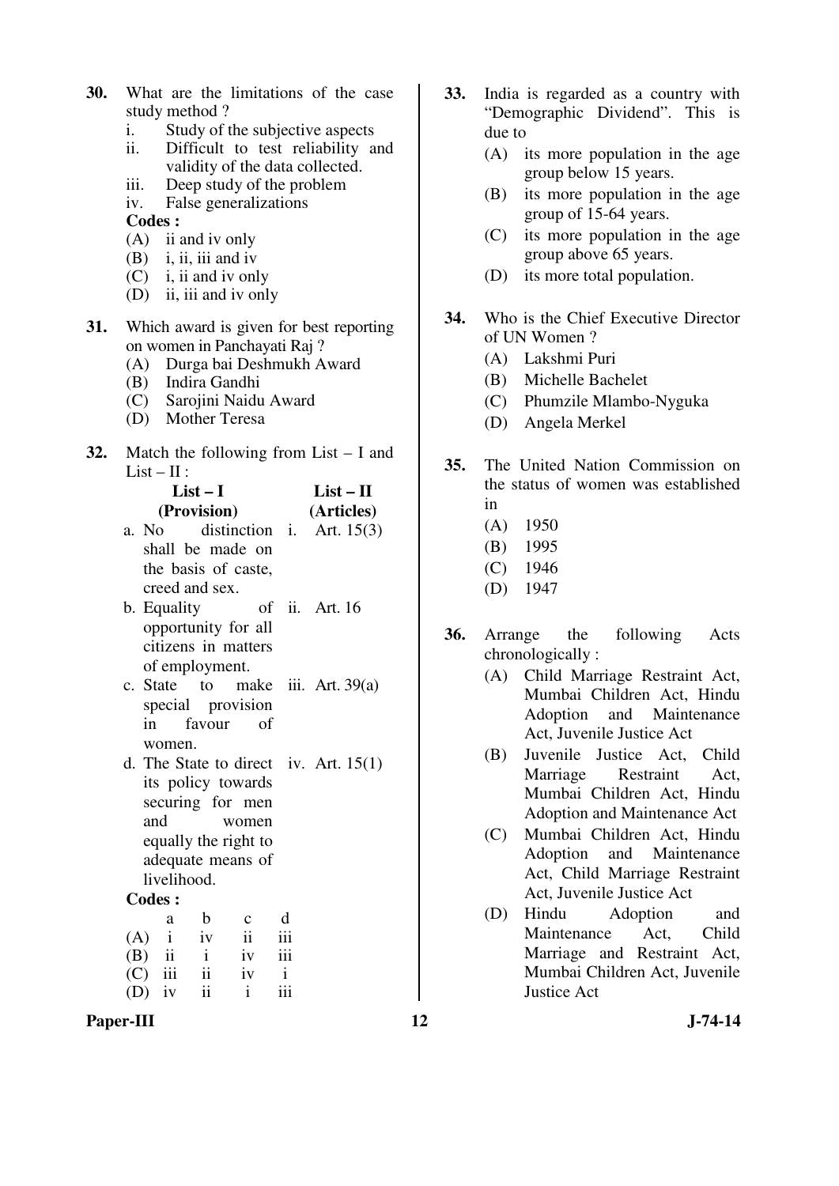**30.** What are the limitations of the case study method ?

i. Study of the subjective aspects
ii. Difficult to test reliability and validity of the data collected.
iii. Deep study of the problem
iv. False generalizations

**Codes :**

(A) ii and iv only
(B) i, ii, iii and iv
(C) i, ii and iv only
(D) ii, iii and iv only

**31.** Which award is given for best reporting on women in Panchayati Raj ?

(A) Durga bai Deshmukh Award
(B) Indira Gandhi
(C) Sarojini Naidu Award
(D) Mother Teresa

**32.** Match the following from List – I and List – II :

| List – I (Provision) | List – II (Articles) |
|---|---|
| a. No distinction shall be made on the basis of caste, creed and sex. | i. Art. 15(3) |
| b. Equality of opportunity for all citizens in matters of employment. | ii. Art. 16 |
| c. State to make special provision in favour of women. | iii. Art. 39(a) |
| d. The State to direct its policy towards securing for men and women equally the right to adequate means of livelihood. | iv. Art. 15(1) |

**Codes :**

| | a | b | c | d |
|---|---|---|---|---|
| (A) | i | iv | ii | iii |
| (B) | ii | i | iv | iii |
| (C) | iii | ii | iv | i |
| (D) | iv | ii | i | iii |

**33.** India is regarded as a country with "Demographic Dividend". This is due to

(A) its more population in the age group below 15 years.
(B) its more population in the age group of 15-64 years.
(C) its more population in the age group above 65 years.
(D) its more total population.

**34.** Who is the Chief Executive Director of UN Women ?

(A) Lakshmi Puri
(B) Michelle Bachelet
(C) Phumzile Mlambo-Nyguka
(D) Angela Merkel

**35.** The United Nation Commission on the status of women was established in

(A) 1950
(B) 1995
(C) 1946
(D) 1947

**36.** Arrange the following Acts chronologically :

(A) Child Marriage Restraint Act, Mumbai Children Act, Hindu Adoption and Maintenance Act, Juvenile Justice Act
(B) Juvenile Justice Act, Child Marriage Restraint Act, Mumbai Children Act, Hindu Adoption and Maintenance Act
(C) Mumbai Children Act, Hindu Adoption and Maintenance Act, Child Marriage Restraint Act, Juvenile Justice Act
(D) Hindu Adoption and Maintenance Act, Child Marriage and Restraint Act, Mumbai Children Act, Juvenile Justice Act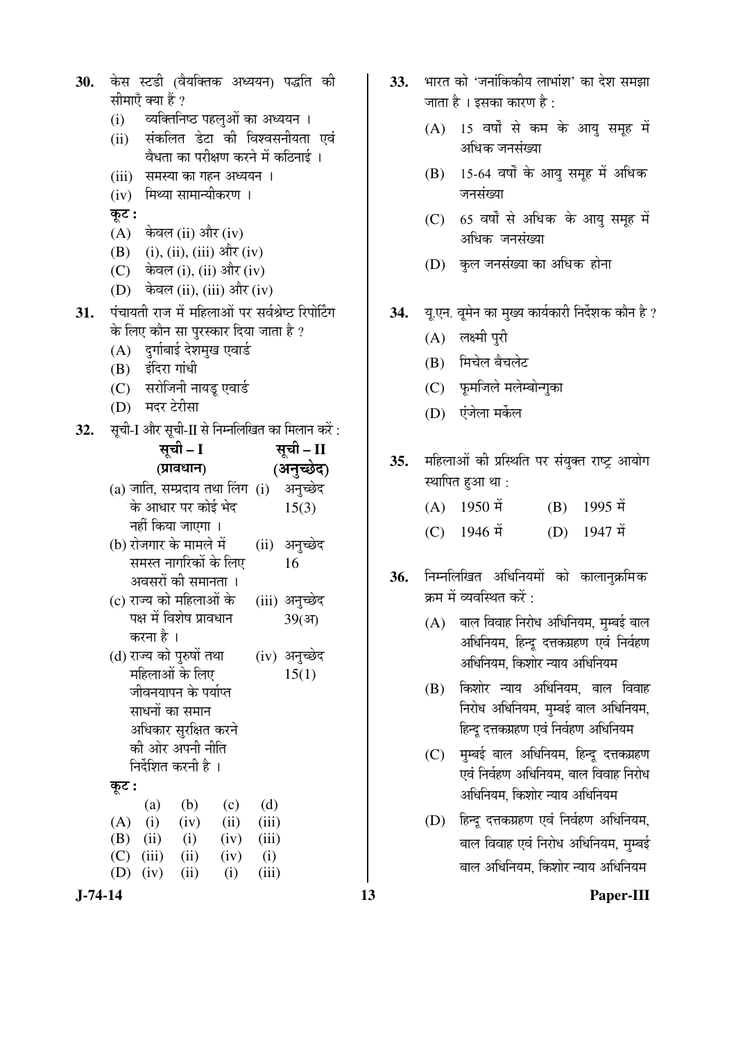30. केस स्टडी (वैयक्तिक अध्ययन) पद्धति की सीमाएँ क्या हैं ?

(i) व्यक्तिनिष्ठ पहलुओं का अध्ययन ।
(ii) संकलित डेटा की विश्वसनीयता एवं वैधता का परीक्षण करने में कठिनाई ।
(iii) समस्या का गहन अध्ययन ।
(iv) मिथ्या सामान्यीकरण ।

**कूट :**

(A) केवल (ii) और (iv)
(B) (i), (ii), (iii) और (iv)
(C) केवल (i), (ii) और (iv)
(D) केवल (ii), (iii) और (iv)

31. पंचायती राज में महिलाओं पर सर्वश्रेष्ठ रिपोर्टिंग के लिए कौन सा पुरस्कार दिया जाता है ?

(A) दुर्गाबाई देशमुख एवार्ड
(B) इंदिरा गांधी
(C) सरोजिनी नायडू एवार्ड
(D) मदर टेरीसा

32. सूची-I और सूची-II से निम्नलिखित का मिलान करें :

| सूची – I (प्रावधान) | सूची – II (अनुच्छेद) |
|---|---|
| (a) जाति, सम्प्रदाय तथा लिंग के आधार पर कोई भेद नहीं किया जाएगा । | (i) अनुच्छेद 15(3) |
| (b) रोजगार के मामले में समस्त नागरिकों के लिए अवसरों की समानता । | (ii) अनुच्छेद 16 |
| (c) राज्य को महिलाओं के पक्ष में विशेष प्रावधान करना है । | (iii) अनुच्छेद 39(अ) |
| (d) राज्य को पुरुषों तथा महिलाओं के लिए जीवनयापन के पर्याप्त साधनों का समान अधिकार सुरक्षित करने की ओर अपनी नीति निर्देशित करनी है । | (iv) अनुच्छेद 15(1) |

**कूट :**

| | (a) | (b) | (c) | (d) |
|---|---|---|---|---|
| (A) | (i) | (iv) | (ii) | (iii) |
| (B) | (ii) | (i) | (iv) | (iii) |
| (C) | (iii) | (ii) | (iv) | (i) |
| (D) | (iv) | (ii) | (i) | (iii) |

33. भारत को 'जनांकिकीय लाभांश' का देश समझा जाता है । इसका कारण है :

(A) 15 वर्षों से कम के आयु समूह में अधिक जनसंख्या
(B) 15-64 वर्षों के आयु समूह में अधिक जनसंख्या
(C) 65 वर्षों से अधिक के आयु समूह में अधिक जनसंख्या
(D) कुल जनसंख्या का अधिक होना

34. यू.एन. वूमेन का मुख्य कार्यकारी निर्देशक कौन है ?

(A) लक्ष्मी पुरी
(B) मिचेल बैचलेट
(C) फूमजिले मलेम्बोन्गुका
(D) एंजेला मर्केल

35. महिलाओं की प्रस्थिति पर संयुक्त राष्ट्र आयोग स्थापित हुआ था :

(A) 1950 में
(B) 1995 में
(C) 1946 में
(D) 1947 में

36. निम्नलिखित अधिनियमों को कालानुक्रमिक क्रम में व्यवस्थित करें :

(A) बाल विवाह निरोध अधिनियम, मुम्बई बाल अधिनियम, हिन्दू दत्तकग्रहण एवं निर्वहण अधिनियम, किशोर न्याय अधिनियम
(B) किशोर न्याय अधिनियम, बाल विवाह निरोध अधिनियम, मुम्बई बाल अधिनियम, हिन्दू दत्तकग्रहण एवं निर्वहण अधिनियम
(C) मुम्बई बाल अधिनियम, हिन्दू दत्तकग्रहण एवं निर्वहण अधिनियम, बाल विवाह निरोध अधिनियम, किशोर न्याय अधिनियम
(D) हिन्दू दत्तकग्रहण एवं निर्वहण अधिनियम, बाल विवाह एवं निरोध अधिनियम, मुम्बई बाल अधिनियम, किशोर न्याय अधिनियम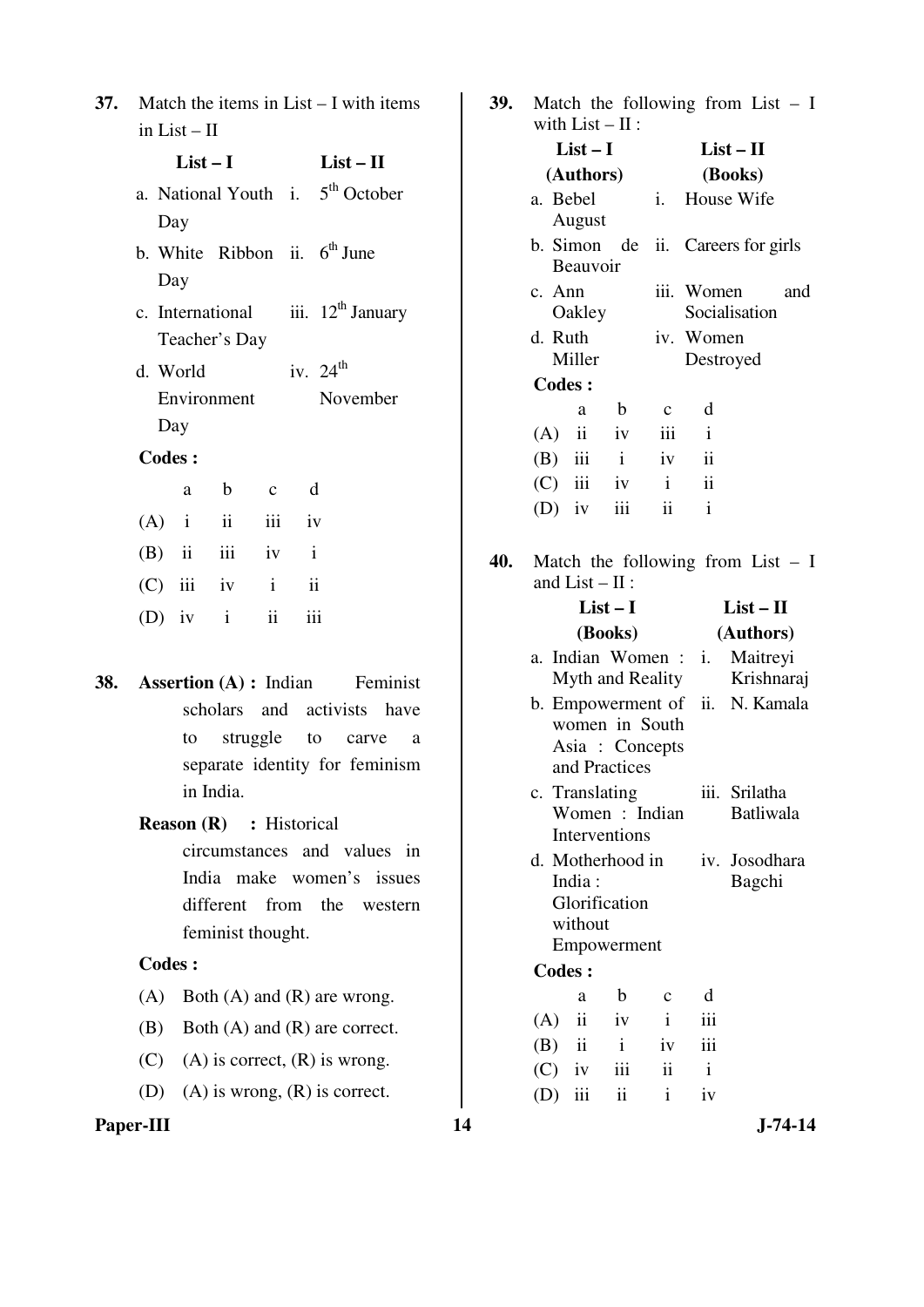37. Match the items in List – I with items in List – II

| List – I | List – II |
|---|---|
| a. National Youth Day | i. 5th October |
| b. White Ribbon Day | ii. 6th June |
| c. International Teacher's Day | iii. 12th January |
| d. World Environment Day | iv. 24th November |

**Codes :**

| | a | b | c | d |
|---|---|---|---|---|
| (A) | i | ii | iii | iv |
| (B) | ii | iii | iv | i |
| (C) | iii | iv | i | ii |
| (D) | iv | i | ii | iii |

38. **Assertion (A) :** Indian Feminist scholars and activists have to struggle to carve a separate identity for feminism in India.

**Reason (R) :** Historical circumstances and values in India make women's issues different from the western feminist thought.

**Codes :**

(A) Both (A) and (R) are wrong.

(B) Both (A) and (R) are correct.

(C) (A) is correct, (R) is wrong.

(D) (A) is wrong, (R) is correct.

39. Match the following from List – I with List – II :

| List – I (Authors) | List – II (Books) |
|---|---|
| a. Bebel August | i. House Wife |
| b. Simon de Beauvoir | ii. Careers for girls |
| c. Ann Oakley | iii. Women and Socialisation |
| d. Ruth Miller | iv. Women Destroyed |

**Codes :**

| | a | b | c | d |
|---|---|---|---|---|
| (A) | ii | iv | iii | i |
| (B) | iii | i | iv | ii |
| (C) | iii | iv | i | ii |
| (D) | iv | iii | ii | i |

40. Match the following from List – I and List – II :

| List – I (Books) | List – II (Authors) |
|---|---|
| a. Indian Women : Myth and Reality | i. Maitreyi Krishnaraj |
| b. Empowerment of women in South Asia : Concepts and Practices | ii. N. Kamala |
| c. Translating Women : Indian Interventions | iii. Srilatha Batliwala |
| d. Motherhood in India : Glorification without Empowerment | iv. Josodhara Bagchi |

**Codes :**

| | a | b | c | d |
|---|---|---|---|---|
| (A) | ii | iv | i | iii |
| (B) | ii | i | iv | iii |
| (C) | iv | iii | ii | i |
| (D) | iii | ii | i | iv |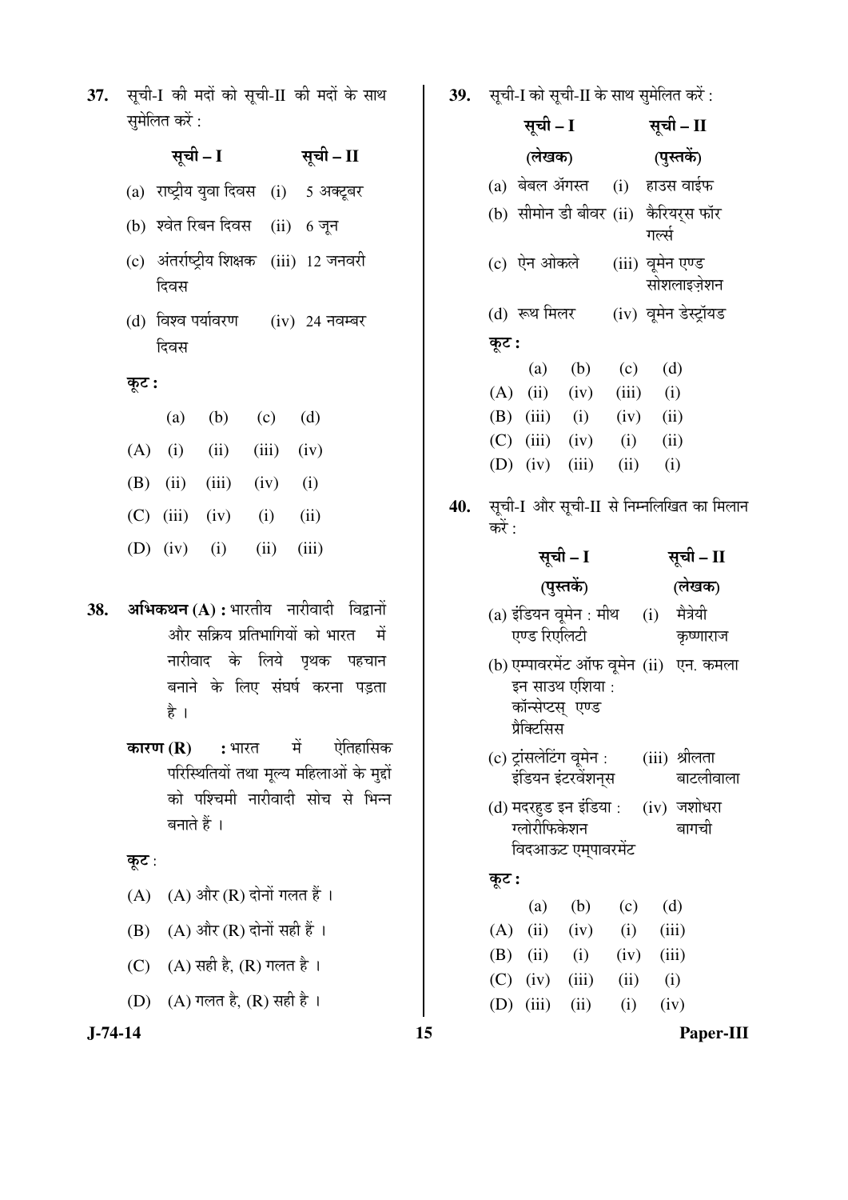**37.** सूची-I की मदों को सूची-II की मदों के साथ सुमेलित करें :

| सूची – I | सूची – II |
|---|---|
| (a) राष्ट्रीय युवा दिवस | (i) 5 अक्टूबर |
| (b) श्वेत रिबन दिवस | (ii) 6 जून |
| (c) अंतर्राष्ट्रीय शिक्षक दिवस | (iii) 12 जनवरी |
| (d) विश्व पर्यावरण दिवस | (iv) 24 नवम्बर |

**कूट :**

| | (a) | (b) | (c) | (d) |
|---|---|---|---|---|
| (A) | (i) | (ii) | (iii) | (iv) |
| (B) | (ii) | (iii) | (iv) | (i) |
| (C) | (iii) | (iv) | (i) | (ii) |
| (D) | (iv) | (i) | (ii) | (iii) |

**38.** **अभिकथन (A) :** भारतीय नारीवादी विद्वानों और सक्रिय प्रतिभागियों को भारत में नारीवाद के लिये पृथक पहचान बनाने के लिए संघर्ष करना पड़ता है ।

**कारण (R) :** भारत में ऐतिहासिक परिस्थितियों तथा मूल्य महिलाओं के मुद्दों को पश्चिमी नारीवादी सोच से भिन्न बनाते हैं ।

**कूट** :

(A) (A) और (R) दोनों गलत हैं ।

(B) (A) और (R) दोनों सही हैं ।

(C) (A) सही है, (R) गलत है ।

(D) (A) गलत है, (R) सही है ।

**39.** सूची-I को सूची-II के साथ सुमेलित करें :

| सूची – I (लेखक) | सूची – II (पुस्तकें) |
|---|---|
| (a) बेबल ऑगस्त | (i) हाउस वाईफ |
| (b) सीमोन डी बीवर | (ii) कैरियर्स फॉर गर्ल्स |
| (c) ऐन ओकले | (iii) वूमेन एण्ड सोशलाइज़ेशन |
| (d) रूथ मिलर | (iv) वूमेन डेस्ट्रॉयड |

**कूट :**

| | (a) | (b) | (c) | (d) |
|---|---|---|---|---|
| (A) | (ii) | (iv) | (iii) | (i) |
| (B) | (iii) | (i) | (iv) | (ii) |
| (C) | (iii) | (iv) | (i) | (ii) |
| (D) | (iv) | (iii) | (ii) | (i) |

**40.** सूची-I और सूची-II से निम्नलिखित का मिलान करें :

| सूची – I (पुस्तकें) | सूची – II (लेखक) |
|---|---|
| (a) इंडियन वूमेन : मीथ एण्ड रिएलिटी | (i) मैत्रेयी कृष्णाराज |
| (b) एम्पावरमेंट ऑफ वूमेन इन साउथ एशिया : कॉन्सेप्टस् एण्ड प्रैक्टिसिस | (ii) एन. कमला |
| (c) ट्रांसलेटिंग वूमेन : इंडियन इंटरवेंशन्स | (iii) श्रीलता बाटलीवाला |
| (d) मदरहुड इन इंडिया : ग्लोरीफिकेशन विदआऊट एम्पावरमेंट | (iv) जशोधरा बागची |

**कूट :**

| | (a) | (b) | (c) | (d) |
|---|---|---|---|---|
| (A) | (ii) | (iv) | (i) | (iii) |
| (B) | (ii) | (i) | (iv) | (iii) |
| (C) | (iv) | (iii) | (ii) | (i) |
| (D) | (iii) | (ii) | (i) | (iv) |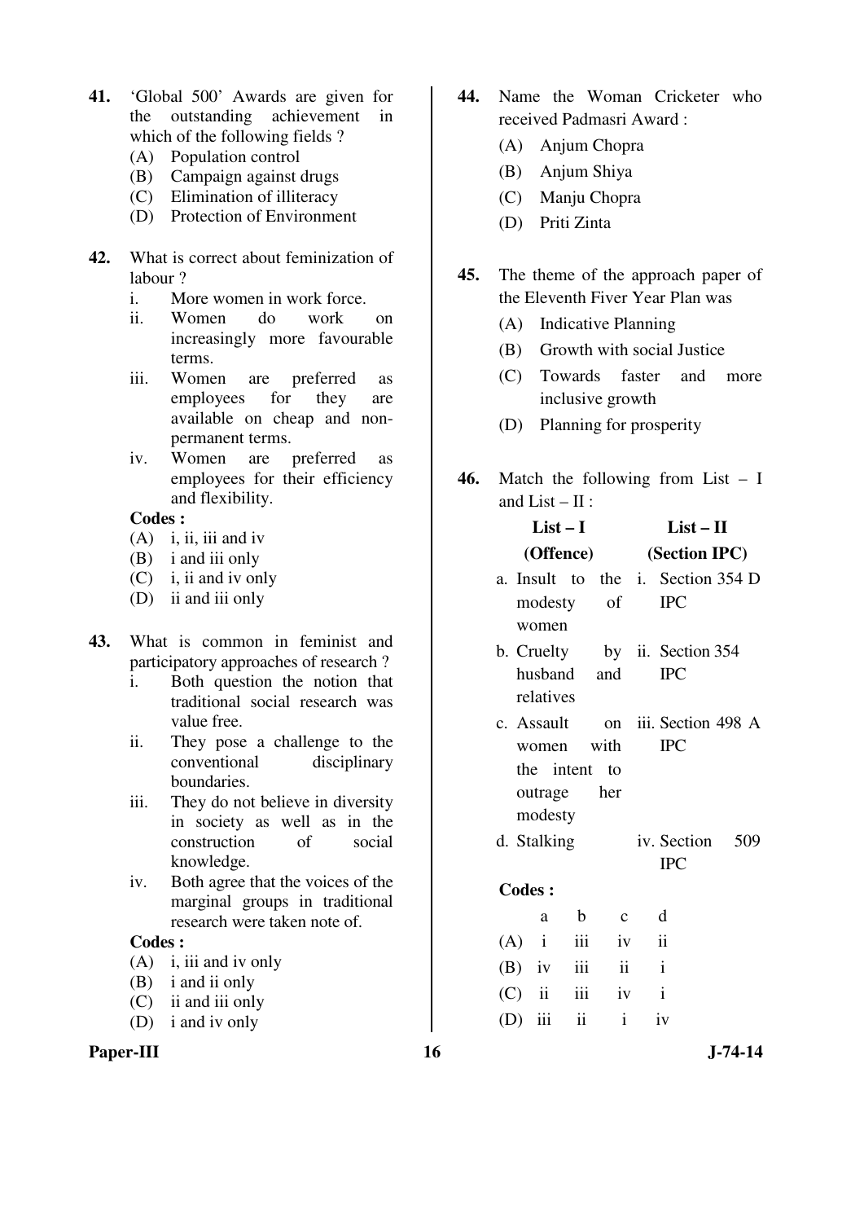41. 'Global 500' Awards are given for the outstanding achievement in which of the following fields ?
   (A) Population control
   (B) Campaign against drugs
   (C) Elimination of illiteracy
   (D) Protection of Environment

42. What is correct about feminization of labour ?
   i. More women in work force.
   ii. Women do work on increasingly more favourable terms.
   iii. Women are preferred as employees for they are available on cheap and non-permanent terms.
   iv. Women are preferred as employees for their efficiency and flexibility.

   **Codes :**
   (A) i, ii, iii and iv
   (B) i and iii only
   (C) i, ii and iv only
   (D) ii and iii only

43. What is common in feminist and participatory approaches of research ?
   i. Both question the notion that traditional social research was value free.
   ii. They pose a challenge to the conventional disciplinary boundaries.
   iii. They do not believe in diversity in society as well as in the construction of social knowledge.
   iv. Both agree that the voices of the marginal groups in traditional research were taken note of.

   **Codes :**
   (A) i, iii and iv only
   (B) i and ii only
   (C) ii and iii only
   (D) i and iv only

44. Name the Woman Cricketer who received Padmasri Award :
   (A) Anjum Chopra
   (B) Anjum Shiya
   (C) Manju Chopra
   (D) Priti Zinta

45. The theme of the approach paper of the Eleventh Fiver Year Plan was
   (A) Indicative Planning
   (B) Growth with social Justice
   (C) Towards faster and more inclusive growth
   (D) Planning for prosperity

46. Match the following from List – I and List – II :

| List – I (Offence) | List – II (Section IPC) |
|---|---|
| a. Insult to the modesty of women | i. Section 354 D IPC |
| b. Cruelty by husband and relatives | ii. Section 354 IPC |
| c. Assault on women with the intent to outrage her modesty | iii. Section 498 A IPC |
| d. Stalking | iv. Section 509 IPC |

   **Codes :**

| | a | b | c | d |
|---|---|---|---|---|
| (A) | i | iii | iv | ii |
| (B) | iv | iii | ii | i |
| (C) | ii | iii | iv | i |
| (D) | iii | ii | i | iv |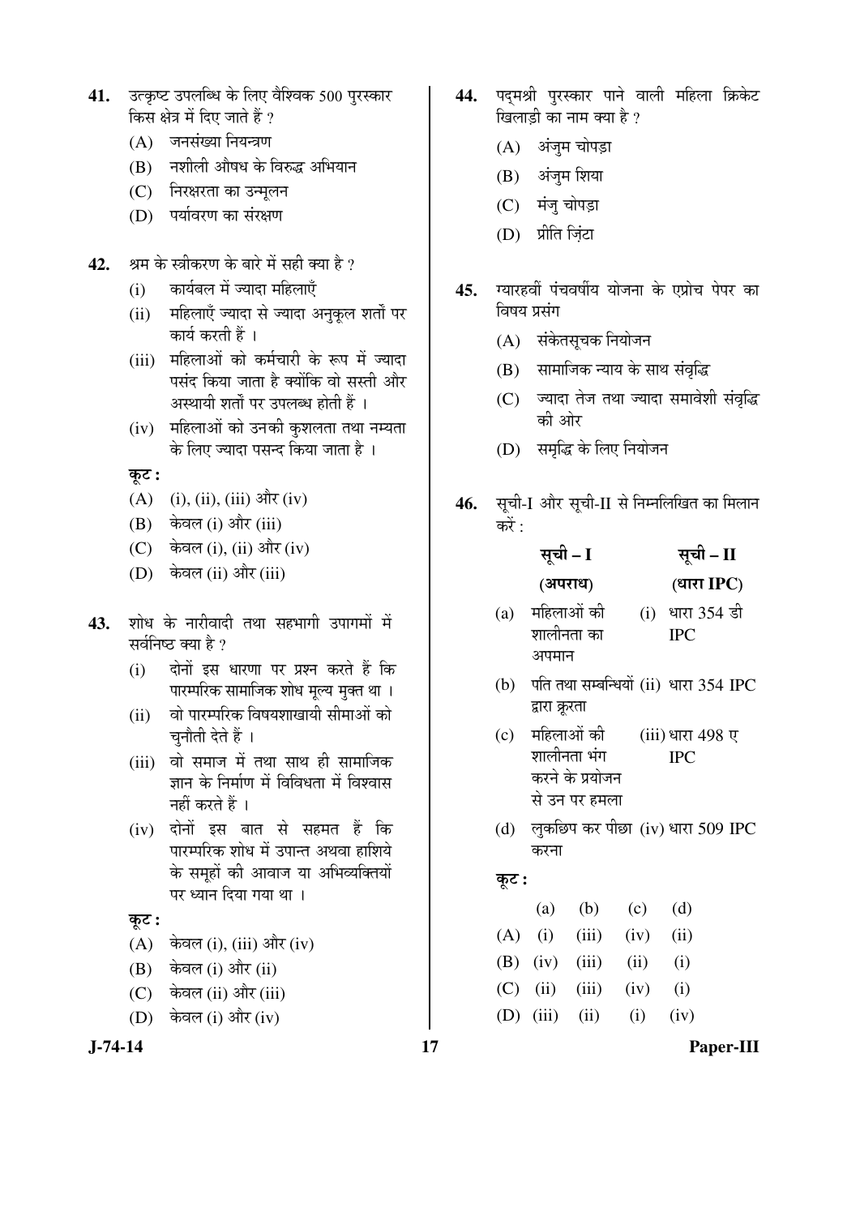**41.** उत्कृष्ट उपलब्धि के लिए वैश्विक 500 पुरस्कार किस क्षेत्र में दिए जाते हैं ?

(A) जनसंख्या नियन्त्रण

(B) नशीली औषध के विरुद्ध अभियान

(C) निरक्षरता का उन्मूलन

(D) पर्यावरण का संरक्षण

**42.** श्रम के स्त्रीकरण के बारे में सही क्या है ?

(i) कार्यबल में ज्यादा महिलाएँ

(ii) महिलाएँ ज्यादा से ज्यादा अनुकूल शर्तों पर कार्य करती हैं ।

(iii) महिलाओं को कर्मचारी के रूप में ज्यादा पसंद किया जाता है क्योंकि वो सस्ती और अस्थायी शर्तों पर उपलब्ध होती हैं ।

(iv) महिलाओं को उनकी कुशलता तथा नम्यता के लिए ज्यादा पसन्द किया जाता है ।

**कूट :**

(A) (i), (ii), (iii) और (iv)

(B) केवल (i) और (iii)

(C) केवल (i), (ii) और (iv)

(D) केवल (ii) और (iii)

**43.** शोध के नारीवादी तथा सहभागी उपागमों में सर्वनिष्ठ क्या है ?

(i) दोनों इस धारणा पर प्रश्न करते हैं कि पारम्परिक सामाजिक शोध मूल्य मुक्त था ।

(ii) वो पारम्परिक विषयशाखायी सीमाओं को चुनौती देते हैं ।

(iii) वो समाज में तथा साथ ही सामाजिक ज्ञान के निर्माण में विविधता में विश्वास नहीं करते हैं ।

(iv) दोनों इस बात से सहमत हैं कि पारम्परिक शोध में उपान्त अथवा हाशिये के समूहों की आवाज या अभिव्यक्तियों पर ध्यान दिया गया था ।

**कूट :**

(A) केवल (i), (iii) और (iv)

(B) केवल (i) और (ii)

(C) केवल (ii) और (iii)

(D) केवल (i) और (iv)

**44.** पद्मश्री पुरस्कार पाने वाली महिला क्रिकेट खिलाड़ी का नाम क्या है ?

(A) अंजुम चोपड़ा

(B) अंजुम शिया

(C) मंजु चोपड़ा

(D) प्रीति ज़िंटा

**45.** ग्यारहवीं पंचवर्षीय योजना के एप्रोच पेपर का विषय प्रसंग

(A) संकेतसूचक नियोजन

(B) सामाजिक न्याय के साथ संवृद्धि

(C) ज्यादा तेज तथा ज्यादा समावेशी संवृद्धि की ओर

(D) समृद्धि के लिए नियोजन

**46.** सूची-I और सूची-II से निम्नलिखित का मिलान करें :

| | सूची – I (अपराध) | | सूची – II (धारा IPC) |
|---|---|---|---|
| (a) | महिलाओं की शालीनता का अपमान | (i) | धारा 354 डी IPC |
| (b) | पति तथा सम्बन्धियों द्वारा क्रूरता | (ii) | धारा 354 IPC |
| (c) | महिलाओं की शालीनता भंग करने के प्रयोजन से उन पर हमला | (iii) | धारा 498 ए IPC |
| (d) | लुकछिप कर पीछा करना | (iv) | धारा 509 IPC |

**कूट :**

| | (a) | (b) | (c) | (d) |
|---|---|---|---|---|
| (A) | (i) | (iii) | (iv) | (ii) |
| (B) | (iv) | (iii) | (ii) | (i) |
| (C) | (ii) | (iii) | (iv) | (i) |
| (D) | (iii) | (ii) | (i) | (iv) |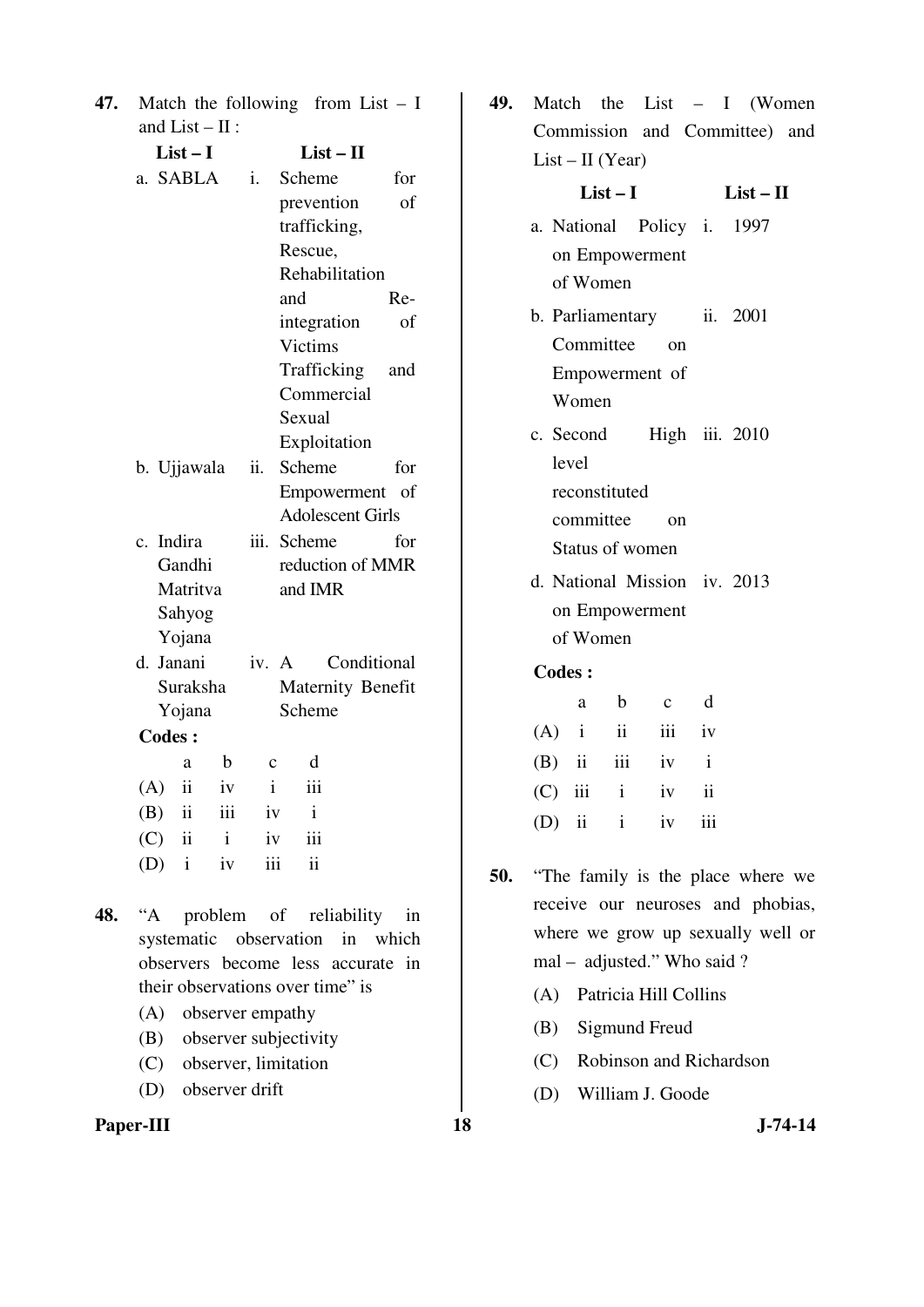**47.** Match the following from List – I and List – II :

| List – I | List – II |
|---|---|
| a. SABLA | i. Scheme for prevention of trafficking, Rescue, Rehabilitation and Re-integration of Victims Trafficking and Commercial Sexual Exploitation |
| b. Ujjawala | ii. Scheme for Empowerment of Adolescent Girls |
| c. Indira Gandhi Matritva Sahyog Yojana | iii. Scheme for reduction of MMR and IMR |
| d. Janani Suraksha Yojana | iv. A Conditional Maternity Benefit Scheme |

**Codes :**

| | a | b | c | d |
|---|---|---|---|---|
| (A) | ii | iv | i | iii |
| (B) | ii | iii | iv | i |
| (C) | ii | i | iv | iii |
| (D) | i | iv | iii | ii |

**48.** "A problem of reliability in systematic observation in which observers become less accurate in their observations over time" is

(A) observer empathy

(B) observer subjectivity

(C) observer, limitation

(D) observer drift

**49.** Match the List – I (Women Commission and Committee) and List – II (Year)

| List – I | List – II |
|---|---|
| a. National Policy on Empowerment of Women | i. 1997 |
| b. Parliamentary Committee on Empowerment of Women | ii. 2001 |
| c. Second High level reconstituted committee on Status of women | iii. 2010 |
| d. National Mission on Empowerment of Women | iv. 2013 |

**Codes :**

| | a | b | c | d |
|---|---|---|---|---|
| (A) | i | ii | iii | iv |
| (B) | ii | iii | iv | i |
| (C) | iii | i | iv | ii |
| (D) | ii | i | iv | iii |

**50.** "The family is the place where we receive our neuroses and phobias, where we grow up sexually well or mal – adjusted." Who said ?

(A) Patricia Hill Collins

(B) Sigmund Freud

(C) Robinson and Richardson

(D) William J. Goode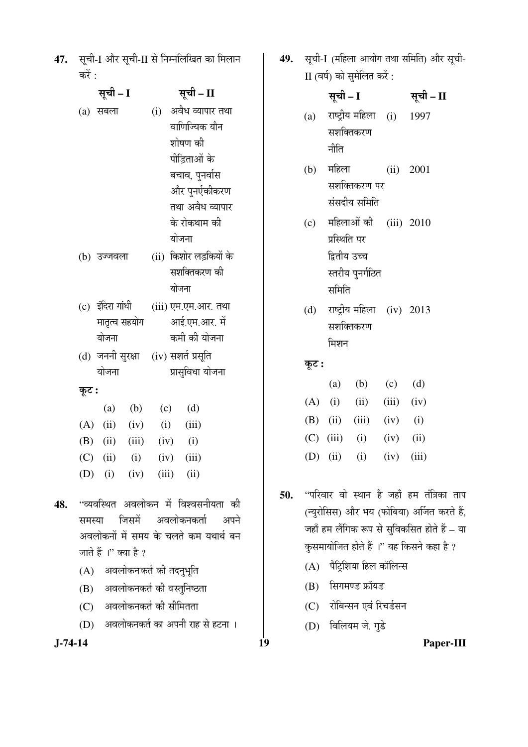**47.** सूची-I और सूची-II से निम्नलिखित का मिलान करें :

| सूची – I | सूची – II |
|---|---|
| (a) सबला | (i) अवैध व्यापार तथा वाणिज्यिक यौन शोषण की पीड़िताओं के बचाव, पुनर्वास और पुनर्एकीकरण तथा अवैध व्यापार के रोकथाम की योजना |
| (b) उज्जवला | (ii) किशोर लड़कियों के सशक्तिकरण की योजना |
| (c) इंदिरा गांधी मातृत्व सहयोग योजना | (iii) एम.एम.आर. तथा आई.एम.आर. में कमी की योजना |
| (d) जननी सुरक्षा योजना | (iv) सशर्त प्रसूति प्रासुविधा योजना |

**कूट :**

| | (a) | (b) | (c) | (d) |
|---|---|---|---|---|
| (A) | (ii) | (iv) | (i) | (iii) |
| (B) | (ii) | (iii) | (iv) | (i) |
| (C) | (ii) | (i) | (iv) | (iii) |
| (D) | (i) | (iv) | (iii) | (ii) |

**48.** "व्यवस्थित अवलोकन में विश्वसनीयता की समस्या जिसमें अवलोकनकर्ता अपने अवलोकनों में समय के चलते कम यथार्थ बन जाते हैं ।" क्या है ?

(A) अवलोकनकर्त की तदनुभूति

(B) अवलोकनकर्त की वस्तुनिष्ठता

(C) अवलोकनकर्त की सीमितता

(D) अवलोकनकर्त का अपनी राह से हटना ।

**49.** सूची-I (महिला आयोग तथा समिति) और सूची-II (वर्ष) को सुमेलित करें :

| सूची – I | सूची – II |
|---|---|
| (a) राष्ट्रीय महिला सशक्तिकरण नीति | (i) 1997 |
| (b) महिला सशक्तिकरण पर संसदीय समिति | (ii) 2001 |
| (c) महिलाओं की प्रस्थिति पर द्वितीय उच्च स्तरीय पुनर्गठित समिति | (iii) 2010 |
| (d) राष्ट्रीय महिला सशक्तिकरण मिशन | (iv) 2013 |

**कूट :**

| | (a) | (b) | (c) | (d) |
|---|---|---|---|---|
| (A) | (i) | (ii) | (iii) | (iv) |
| (B) | (ii) | (iii) | (iv) | (i) |
| (C) | (iii) | (i) | (iv) | (ii) |
| (D) | (ii) | (i) | (iv) | (iii) |

**50.** "परिवार वो स्थान है जहाँ हम तंत्रिका ताप (न्युरोसिस) और भय (फोबिया) अर्जित करते हैं, जहाँ हम लैंगिक रूप से सुविकसित होते हैं – या कुसमायोजित होते हैं ।" यह किसने कहा है ?

(A) पैट्रिशिया हिल कॉलिन्स

(B) सिगमण्ड फ्रॉयड

(C) रोबिन्सन एवं रिचर्डसन

(D) विलियम जे. गुडे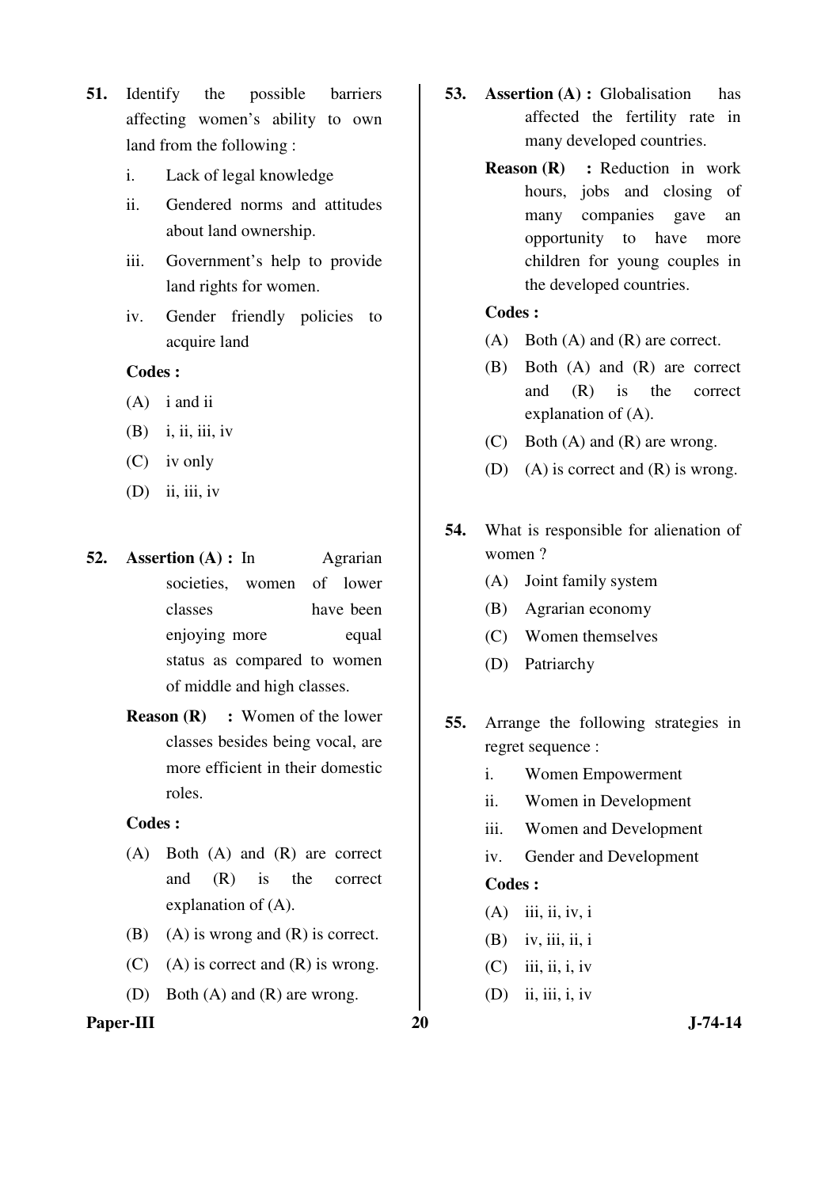**51.** Identify the possible barriers affecting women's ability to own land from the following :

i. Lack of legal knowledge

ii. Gendered norms and attitudes about land ownership.

iii. Government's help to provide land rights for women.

iv. Gender friendly policies to acquire land

**Codes :**

(A) i and ii

(B) i, ii, iii, iv

(C) iv only

(D) ii, iii, iv

**52.** **Assertion (A) :** In Agrarian societies, women of lower classes have been enjoying more equal status as compared to women of middle and high classes.

**Reason (R) :** Women of the lower classes besides being vocal, are more efficient in their domestic roles.

**Codes :**

(A) Both (A) and (R) are correct and (R) is the correct explanation of (A).

(B) (A) is wrong and (R) is correct.

(C) (A) is correct and (R) is wrong.

(D) Both (A) and (R) are wrong.

**53.** **Assertion (A) :** Globalisation has affected the fertility rate in many developed countries.

**Reason (R) :** Reduction in work hours, jobs and closing of many companies gave an opportunity to have more children for young couples in the developed countries.

**Codes :**

(A) Both (A) and (R) are correct.

(B) Both (A) and (R) are correct and (R) is the correct explanation of (A).

(C) Both (A) and (R) are wrong.

(D) (A) is correct and (R) is wrong.

**54.** What is responsible for alienation of women ?

(A) Joint family system

(B) Agrarian economy

(C) Women themselves

(D) Patriarchy

**55.** Arrange the following strategies in regret sequence :

i. Women Empowerment

ii. Women in Development

iii. Women and Development

iv. Gender and Development

**Codes :**

(A) iii, ii, iv, i

(B) iv, iii, ii, i

(C) iii, ii, i, iv

(D) ii, iii, i, iv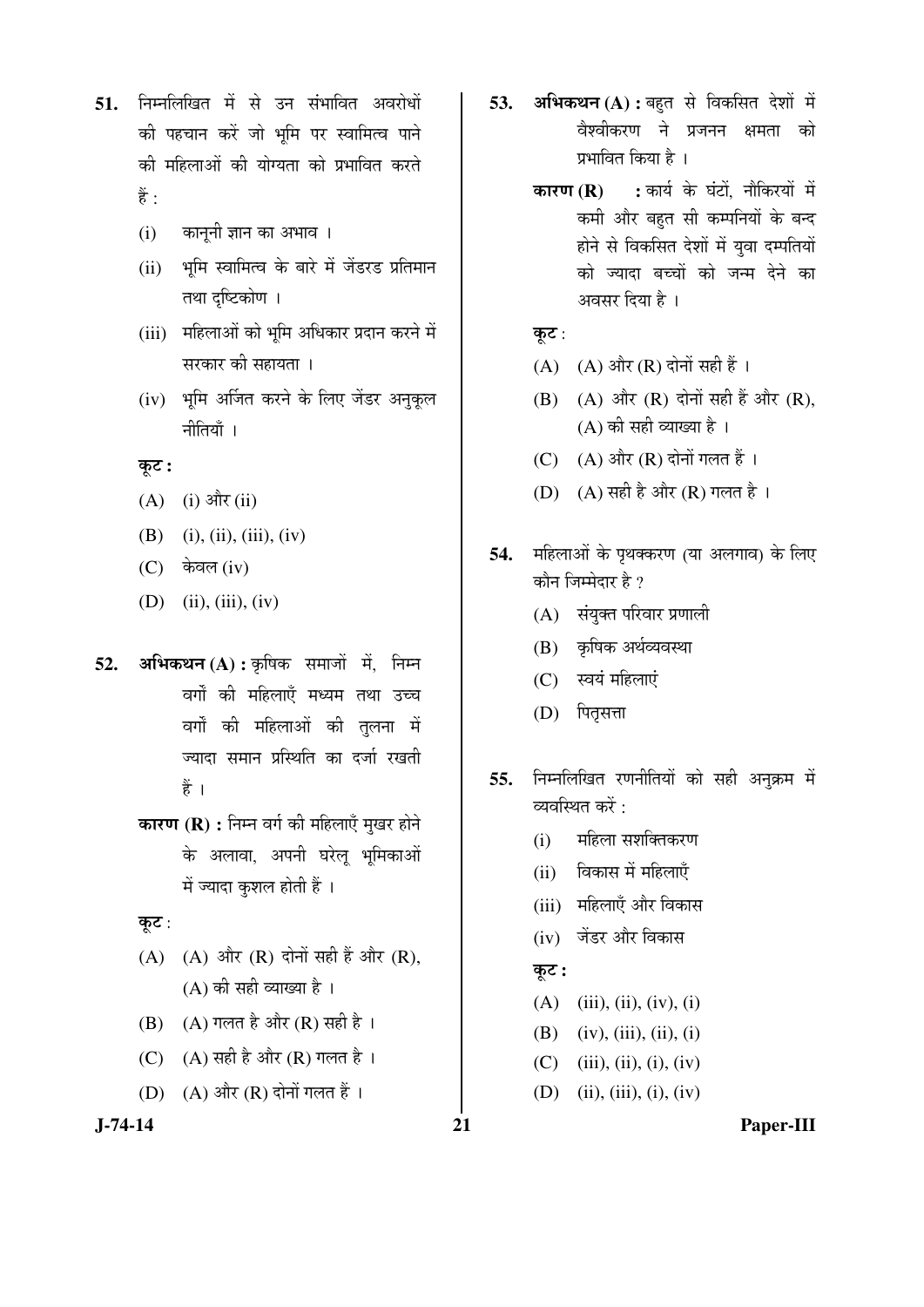51. निम्नलिखित में से उन संभावित अवरोधों की पहचान करें जो भूमि पर स्वामित्व पाने की महिलाओं की योग्यता को प्रभावित करते हैं :

   (i) कानूनी ज्ञान का अभाव ।
   
   (ii) भूमि स्वामित्व के बारे में जेंडरड प्रतिमान तथा दृष्टिकोण ।
   
   (iii) महिलाओं को भूमि अधिकार प्रदान करने में सरकार की सहायता ।
   
   (iv) भूमि अर्जित करने के लिए जेंडर अनुकूल नीतियाँ ।

   **कूट :**

   (A) (i) और (ii)
   
   (B) (i), (ii), (iii), (iv)
   
   (C) केवल (iv)
   
   (D) (ii), (iii), (iv)

52. **अभिकथन (A) :** कृषिक समाजों में, निम्न वर्गों की महिलाएँ मध्यम तथा उच्च वर्गों की महिलाओं की तुलना में ज्यादा समान प्रस्थिति का दर्जा रखती हैं ।

   **कारण (R) :** निम्न वर्ग की महिलाएँ मुखर होने के अलावा, अपनी घरेलू भूमिकाओं में ज्यादा कुशल होती हैं ।

   **कूट** :

   (A) (A) और (R) दोनों सही हैं और (R), (A) की सही व्याख्या है ।
   
   (B) (A) गलत है और (R) सही है ।
   
   (C) (A) सही है और (R) गलत है ।
   
   (D) (A) और (R) दोनों गलत हैं ।

53. **अभिकथन (A) :** बहुत से विकसित देशों में वैश्वीकरण ने प्रजनन क्षमता को प्रभावित किया है ।

   **कारण (R) :** कार्य के घंटों, नौकरियों में कमी और बहुत सी कम्पनियों के बन्द होने से विकसित देशों में युवा दम्पतियों को ज्यादा बच्चों को जन्म देने का अवसर दिया है ।

   **कूट** :

   (A) (A) और (R) दोनों सही हैं ।
   
   (B) (A) और (R) दोनों सही हैं और (R), (A) की सही व्याख्या है ।
   
   (C) (A) और (R) दोनों गलत हैं ।
   
   (D) (A) सही है और (R) गलत है ।

54. महिलाओं के पृथक्करण (या अलगाव) के लिए कौन जिम्मेदार है ?

   (A) संयुक्त परिवार प्रणाली
   
   (B) कृषिक अर्थव्यवस्था
   
   (C) स्वयं महिलाएं
   
   (D) पितृसत्ता

55. निम्नलिखित रणनीतियों को सही अनुक्रम में व्यवस्थित करें :

   (i) महिला सशक्तिकरण
   
   (ii) विकास में महिलाएँ
   
   (iii) महिलाएँ और विकास
   
   (iv) जेंडर और विकास

   **कूट :**

   (A) (iii), (ii), (iv), (i)
   
   (B) (iv), (iii), (ii), (i)
   
   (C) (iii), (ii), (i), (iv)
   
   (D) (ii), (iii), (i), (iv)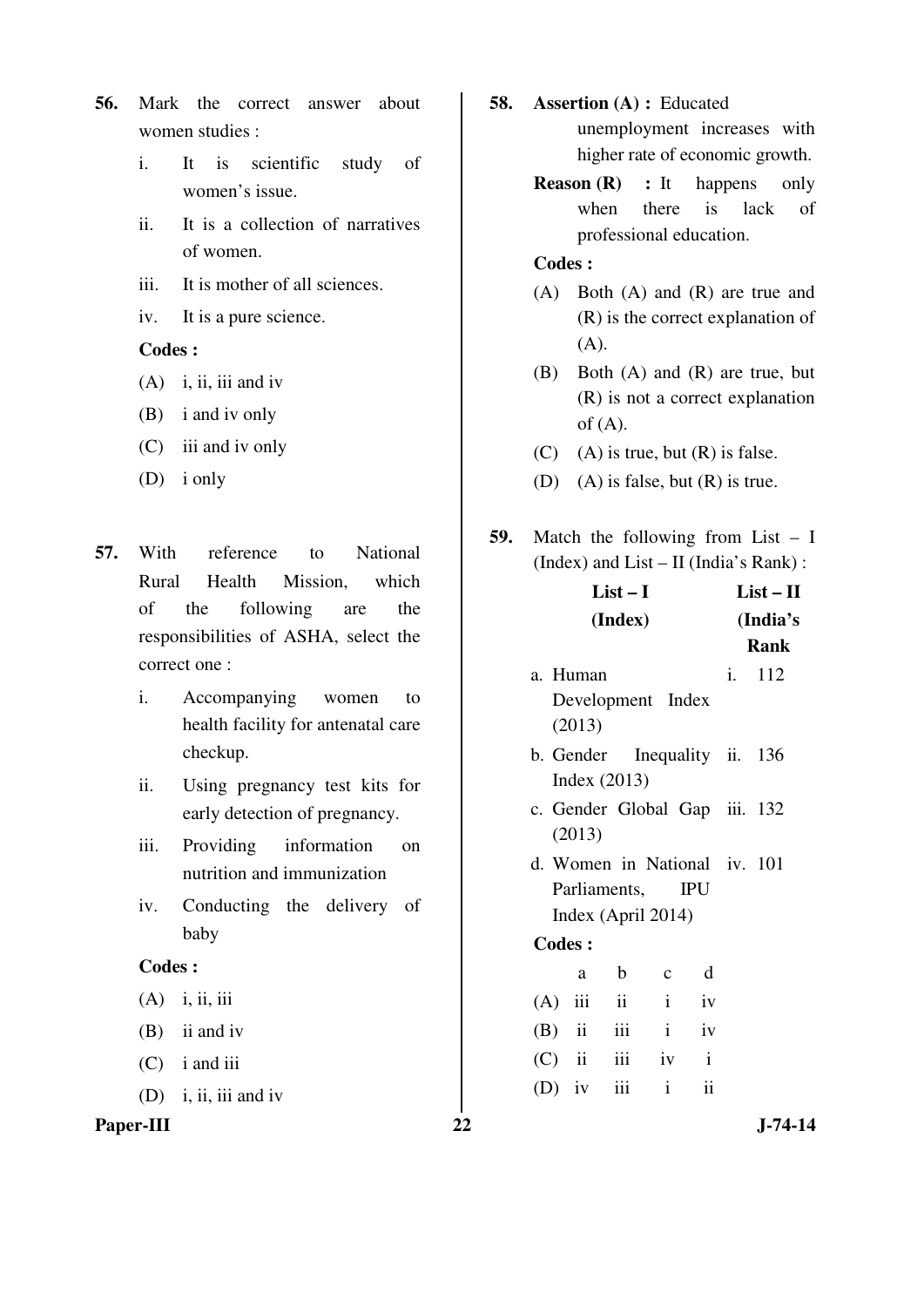**56.** Mark the correct answer about women studies :

i. It is scientific study of women's issue.

ii. It is a collection of narratives of women.

iii. It is mother of all sciences.

iv. It is a pure science.

**Codes :**

(A) i, ii, iii and iv

(B) i and iv only

(C) iii and iv only

(D) i only

**57.** With reference to National Rural Health Mission, which of the following are the responsibilities of ASHA, select the correct one :

i. Accompanying women to health facility for antenatal care checkup.

ii. Using pregnancy test kits for early detection of pregnancy.

iii. Providing information on nutrition and immunization

iv. Conducting the delivery of baby

**Codes :**

(A) i, ii, iii

(B) ii and iv

(C) i and iii

(D) i, ii, iii and iv

**58.** **Assertion (A) :** Educated unemployment increases with higher rate of economic growth.

**Reason (R) :** It happens only when there is lack of professional education.

**Codes :**

(A) Both (A) and (R) are true and (R) is the correct explanation of (A).

(B) Both (A) and (R) are true, but (R) is not a correct explanation of (A).

(C) (A) is true, but (R) is false.

(D) (A) is false, but (R) is true.

**59.** Match the following from List – I (Index) and List – II (India's Rank) :

| **List – I (Index)** | **List – II (India's Rank** |
|---|---|
| a. Human Development Index (2013) | i. 112 |
| b. Gender Inequality Index (2013) | ii. 136 |
| c. Gender Global Gap (2013) | iii. 132 |
| d. Women in National Parliaments, IPU Index (April 2014) | iv. 101 |

**Codes :**

| | a | b | c | d |
|---|---|---|---|---|
| (A) | iii | ii | i | iv |
| (B) | ii | iii | i | iv |
| (C) | ii | iii | iv | i |
| (D) | iv | iii | i | ii |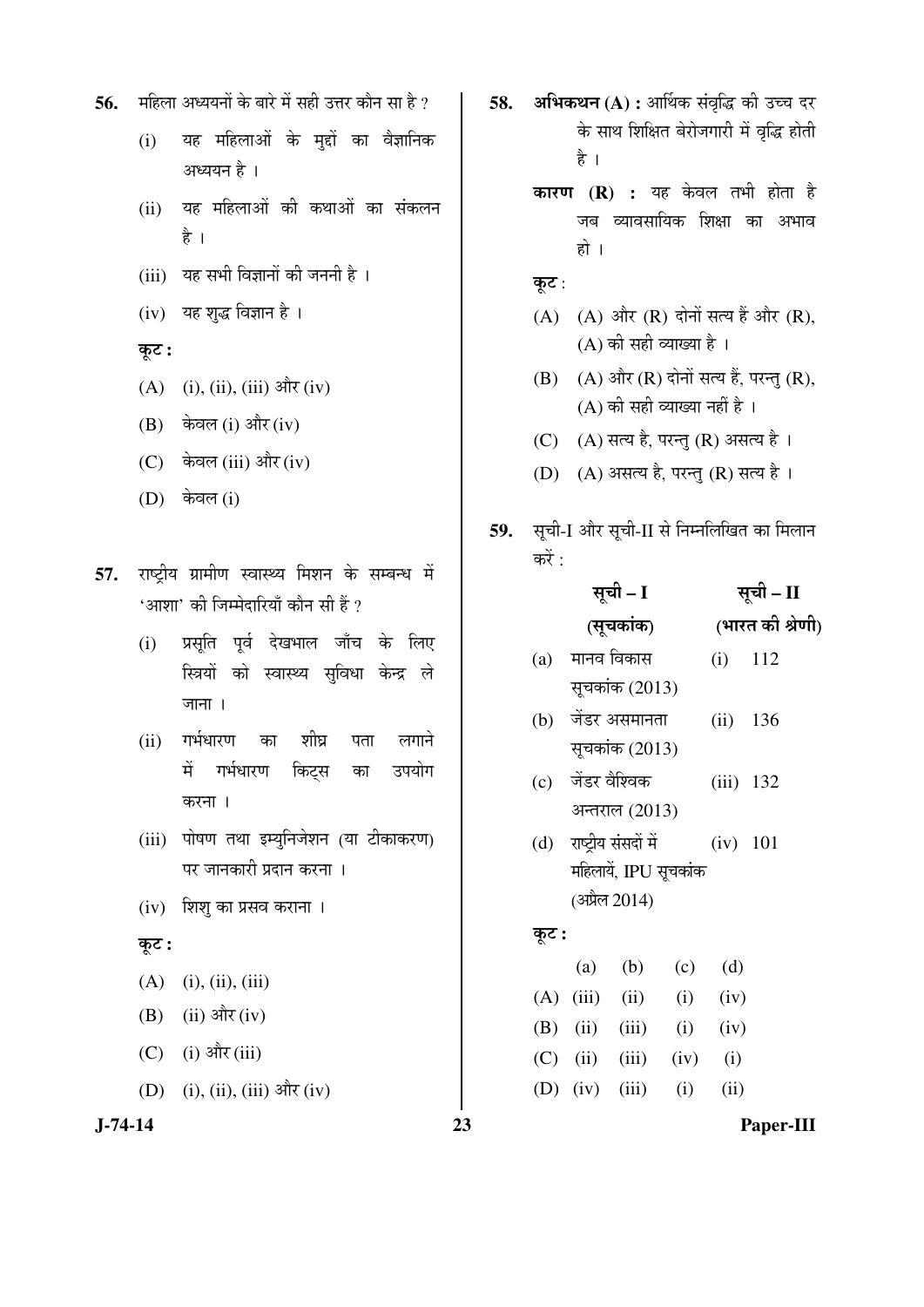56. महिला अध्ययनों के बारे में सही उत्तर कौन सा है ?

(i) यह महिलाओं के मुद्दों का वैज्ञानिक अध्ययन है ।

(ii) यह महिलाओं की कथाओं का संकलन है ।

(iii) यह सभी विज्ञानों की जननी है ।

(iv) यह शुद्ध विज्ञान है ।

**कूट :**

(A) (i), (ii), (iii) और (iv)

(B) केवल (i) और (iv)

(C) केवल (iii) और (iv)

(D) केवल (i)

57. राष्ट्रीय ग्रामीण स्वास्थ्य मिशन के सम्बन्ध में 'आशा' की जिम्मेदारियाँ कौन सी हैं ?

(i) प्रसूति पूर्व देखभाल जाँच के लिए स्त्रियों को स्वास्थ्य सुविधा केन्द्र ले जाना ।

(ii) गर्भधारण का शीघ्र पता लगाने में गर्भधारण किट्स का उपयोग करना ।

(iii) पोषण तथा इम्युनिजेशन (या टीकाकरण) पर जानकारी प्रदान करना ।

(iv) शिशु का प्रसव कराना ।

**कूट :**

(A) (i), (ii), (iii)

(B) (ii) और (iv)

(C) (i) और (iii)

(D) (i), (ii), (iii) और (iv)

58. **अभिकथन (A) :** आर्थिक संवृद्धि की उच्च दर के साथ शिक्षित बेरोजगारी में वृद्धि होती है ।

**कारण (R) :** यह केवल तभी होता है जब व्यावसायिक शिक्षा का अभाव हो ।

**कूट** :

(A) (A) और (R) दोनों सत्य हैं और (R), (A) की सही व्याख्या है ।

(B) (A) और (R) दोनों सत्य हैं, परन्तु (R), (A) की सही व्याख्या नहीं है ।

(C) (A) सत्य है, परन्तु (R) असत्य है ।

(D) (A) असत्य है, परन्तु (R) सत्य है ।

59. सूची-I और सूची-II से निम्नलिखित का मिलान करें :

| सूची – I (सूचकांक) | सूची – II (भारत की श्रेणी) |
|---|---|
| (a) मानव विकास सूचकांक (2013) | (i) 112 |
| (b) जेंडर असमानता सूचकांक (2013) | (ii) 136 |
| (c) जेंडर वैश्विक अन्तराल (2013) | (iii) 132 |
| (d) राष्ट्रीय संसदों में महिलायें, IPU सूचकांक (अप्रैल 2014) | (iv) 101 |

**कूट :**

| | (a) | (b) | (c) | (d) |
|---|---|---|---|---|
| (A) | (iii) | (ii) | (i) | (iv) |
| (B) | (ii) | (iii) | (i) | (iv) |
| (C) | (ii) | (iii) | (iv) | (i) |
| (D) | (iv) | (iii) | (i) | (ii) |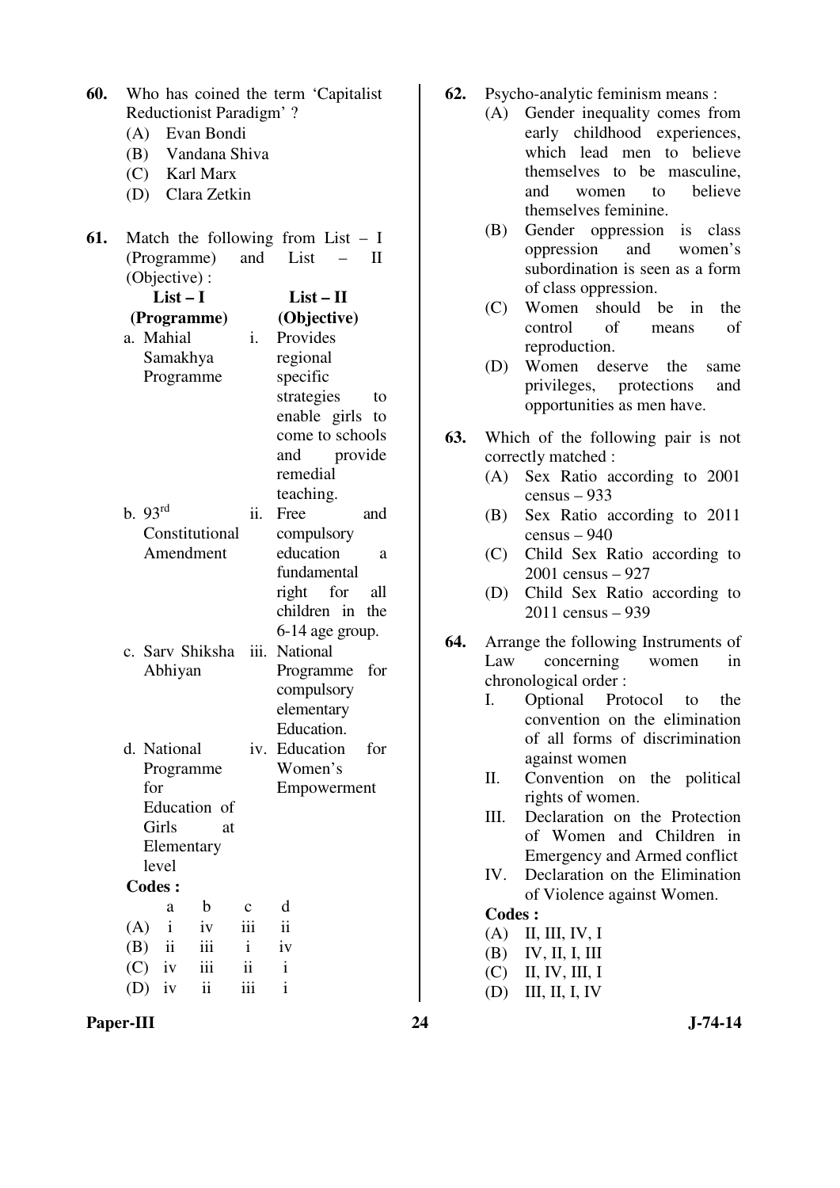60. Who has coined the term 'Capitalist Reductionist Paradigm' ?

(A) Evan Bondi
(B) Vandana Shiva
(C) Karl Marx
(D) Clara Zetkin

61. Match the following from List – I (Programme) and List – II (Objective) :

| List – I (Programme) | List – II (Objective) |
|---|---|
| a. Mahial Samakhya Programme | i. Provides regional specific strategies to enable girls to come to schools and provide remedial teaching. |
| b. 93rd Constitutional Amendment | ii. Free and compulsory education a fundamental right for all children in the 6-14 age group. |
| c. Sarv Shiksha Abhiyan | iii. National Programme for compulsory elementary Education. |
| d. National Programme for Education of Girls at Elementary level | iv. Education for Women's Empowerment |

**Codes :**

| | a | b | c | d |
|---|---|---|---|---|
| (A) | i | iv | iii | ii |
| (B) | ii | iii | i | iv |
| (C) | iv | iii | ii | i |
| (D) | iv | ii | iii | i |

62. Psycho-analytic feminism means :

(A) Gender inequality comes from early childhood experiences, which lead men to believe themselves to be masculine, and women to believe themselves feminine.
(B) Gender oppression is class oppression and women's subordination is seen as a form of class oppression.
(C) Women should be in the control of means of reproduction.
(D) Women deserve the same privileges, protections and opportunities as men have.

63. Which of the following pair is not correctly matched :

(A) Sex Ratio according to 2001 census – 933
(B) Sex Ratio according to 2011 census – 940
(C) Child Sex Ratio according to 2001 census – 927
(D) Child Sex Ratio according to 2011 census – 939

64. Arrange the following Instruments of Law concerning women in chronological order :

I. Optional Protocol to the convention on the elimination of all forms of discrimination against women
II. Convention on the political rights of women.
III. Declaration on the Protection of Women and Children in Emergency and Armed conflict
IV. Declaration on the Elimination of Violence against Women.

**Codes :**

(A) II, III, IV, I
(B) IV, II, I, III
(C) II, IV, III, I
(D) III, II, I, IV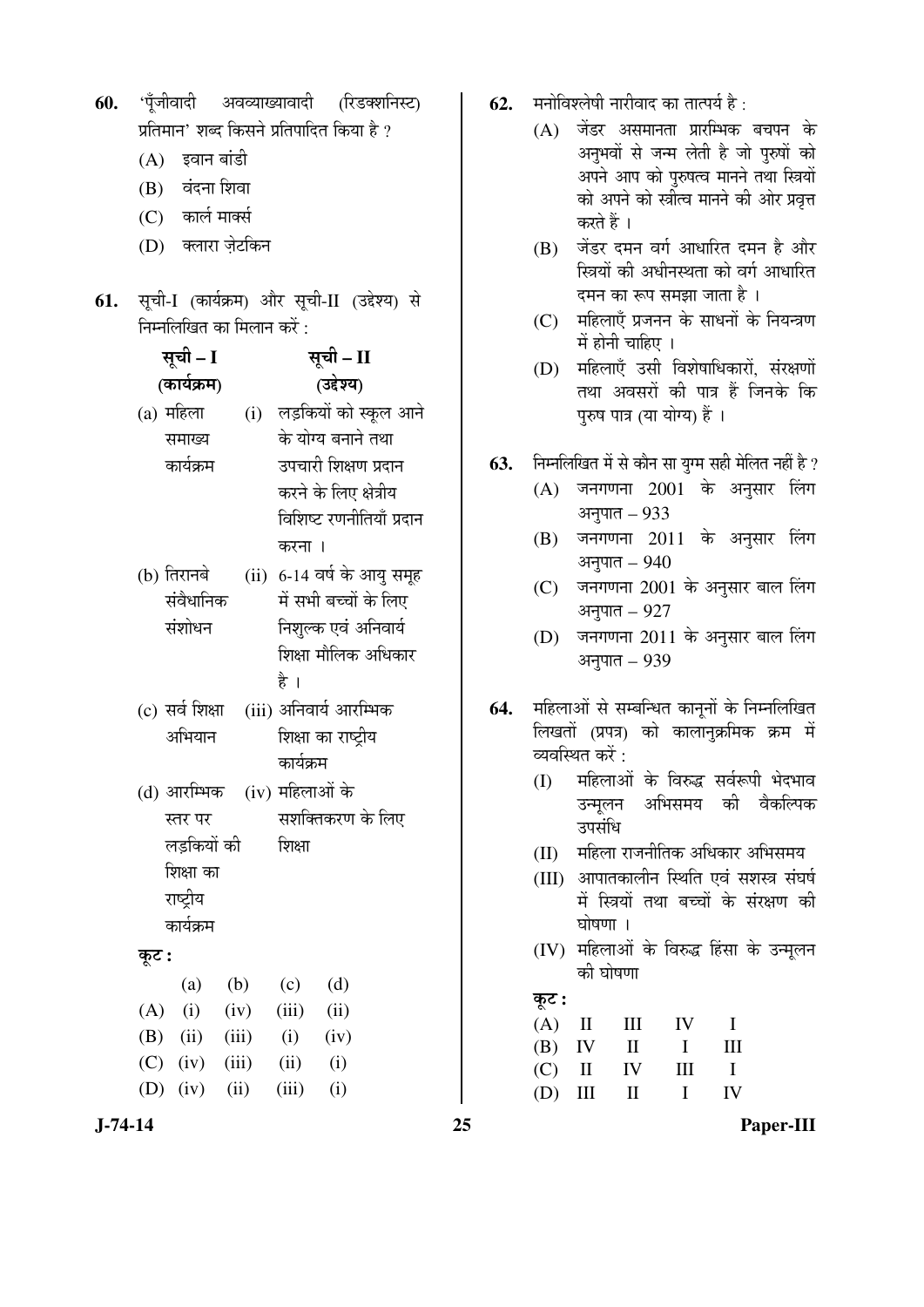60. 'पूँजीवादी अवव्याख्यावादी (रिडक्शनिस्ट) प्रतिमान' शब्द किसने प्रतिपादित किया है ?

(A) इवान बांडी

(B) वंदना शिवा

(C) कार्ल मार्क्स

(D) क्लारा ज़ेटकिन

61. सूची-I (कार्यक्रम) और सूची-II (उद्देश्य) से निम्नलिखित का मिलान करें :

| सूची – I (कार्यक्रम) | सूची – II (उद्देश्य) |
|---|---|
| (a) महिला समाख्य कार्यक्रम | (i) लड़कियों को स्कूल आने के योग्य बनाने तथा उपचारी शिक्षण प्रदान करने के लिए क्षेत्रीय विशिष्ट रणनीतियाँ प्रदान करना । |
| (b) तिरानबे संवैधानिक संशोधन | (ii) 6-14 वर्ष के आयु समूह में सभी बच्चों के लिए निशुल्क एवं अनिवार्य शिक्षा मौलिक अधिकार है । |
| (c) सर्व शिक्षा अभियान | (iii) अनिवार्य आरम्भिक शिक्षा का राष्ट्रीय कार्यक्रम |
| (d) आरम्भिक स्तर पर लड़कियों की शिक्षा का राष्ट्रीय कार्यक्रम | (iv) महिलाओं के सशक्तिकरण के लिए शिक्षा |

**कूट :**

| | (a) | (b) | (c) | (d) |
|---|---|---|---|---|
| (A) | (i) | (iv) | (iii) | (ii) |
| (B) | (ii) | (iii) | (i) | (iv) |
| (C) | (iv) | (iii) | (ii) | (i) |
| (D) | (iv) | (ii) | (iii) | (i) |

62. मनोविश्लेषी नारीवाद का तात्पर्य है :

(A) जेंडर असमानता प्रारम्भिक बचपन के अनुभवों से जन्म लेती है जो पुरुषों को अपने आप को पुरुषत्व मानने तथा स्त्रियों को अपने को स्त्रीत्व मानने की ओर प्रवृत्त करते हैं ।

(B) जेंडर दमन वर्ग आधारित दमन है और स्त्रियों की अधीनस्थता को वर्ग आधारित दमन का रूप समझा जाता है ।

(C) महिलाएँ प्रजनन के साधनों के नियन्त्रण में होनी चाहिए ।

(D) महिलाएँ उसी विशेषाधिकारों, संरक्षणों तथा अवसरों की पात्र हैं जिनके कि पुरुष पात्र (या योग्य) हैं ।

63. निम्नलिखित में से कौन सा युग्म सही मेलित नहीं है ?

(A) जनगणना 2001 के अनुसार लिंग अनुपात – 933

(B) जनगणना 2011 के अनुसार लिंग अनुपात – 940

(C) जनगणना 2001 के अनुसार बाल लिंग अनुपात – 927

(D) जनगणना 2011 के अनुसार बाल लिंग अनुपात – 939

64. महिलाओं से सम्बन्धित कानूनों के निम्नलिखित लिखतों (प्रपत्र) को कालानुक्रमिक क्रम में व्यवस्थित करें :

(I) महिलाओं के विरुद्ध सर्वरूपी भेदभाव उन्मूलन अभिसमय की वैकल्पिक उपसंधि

(II) महिला राजनीतिक अधिकार अभिसमय

(III) आपातकालीन स्थिति एवं सशस्त्र संघर्ष में स्त्रियों तथा बच्चों के संरक्षण की घोषणा ।

(IV) महिलाओं के विरुद्ध हिंसा के उन्मूलन की घोषणा

**कूट :**

| (A) | II | III | IV | I |
|---|---|---|---|---|
| (B) | IV | II | I | III |
| (C) | II | IV | III | I |
| (D) | III | II | I | IV |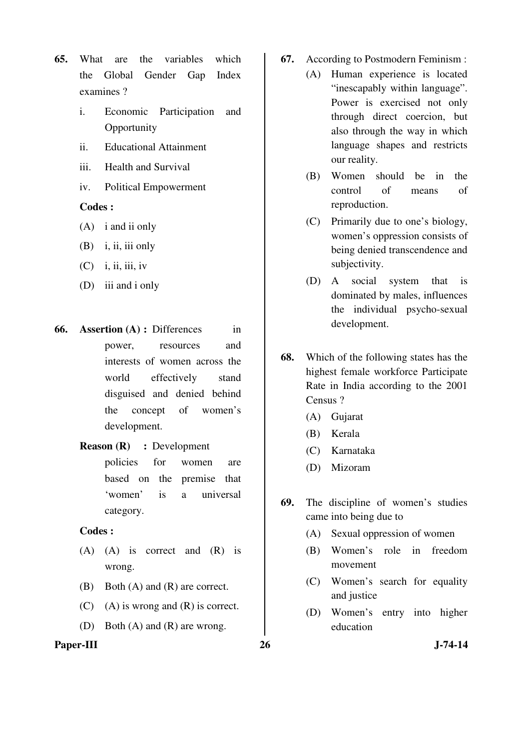65. What are the variables which the Global Gender Gap Index examines ?

   i. Economic Participation and Opportunity

   ii. Educational Attainment

   iii. Health and Survival

   iv. Political Empowerment

   **Codes :**

   (A) i and ii only

   (B) i, ii, iii only

   (C) i, ii, iii, iv

   (D) iii and i only

66. **Assertion (A) :** Differences in power, resources and interests of women across the world effectively stand disguised and denied behind the concept of women's development.

   **Reason (R) :** Development policies for women are based on the premise that 'women' is a universal category.

   **Codes :**

   (A) (A) is correct and (R) is wrong.

   (B) Both (A) and (R) are correct.

   (C) (A) is wrong and (R) is correct.

   (D) Both (A) and (R) are wrong.

67. According to Postmodern Feminism :

   (A) Human experience is located "inescapably within language". Power is exercised not only through direct coercion, but also through the way in which language shapes and restricts our reality.

   (B) Women should be in the control of means of reproduction.

   (C) Primarily due to one's biology, women's oppression consists of being denied transcendence and subjectivity.

   (D) A social system that is dominated by males, influences the individual psycho-sexual development.

68. Which of the following states has the highest female workforce Participate Rate in India according to the 2001 Census ?

   (A) Gujarat

   (B) Kerala

   (C) Karnataka

   (D) Mizoram

69. The discipline of women's studies came into being due to

   (A) Sexual oppression of women

   (B) Women's role in freedom movement

   (C) Women's search for equality and justice

   (D) Women's entry into higher education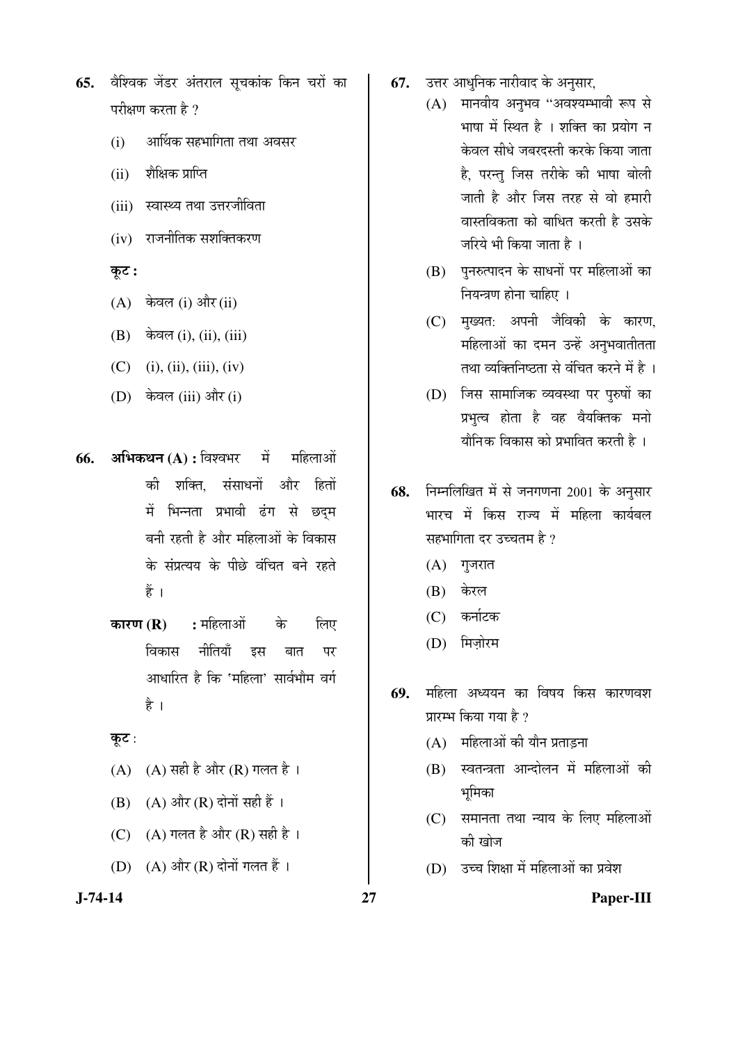65. वैश्विक जेंडर अंतराल सूचकांक किन चरों का परीक्षण करता है ?

    (i) आर्थिक सहभागिता तथा अवसर

    (ii) शैक्षिक प्राप्ति

    (iii) स्वास्थ्य तथा उत्तरजीविता

    (iv) राजनीतिक सशक्तिकरण

    **कूट :**

    (A) केवल (i) और (ii)

    (B) केवल (i), (ii), (iii)

    (C) (i), (ii), (iii), (iv)

    (D) केवल (iii) और (i)

66. **अभिकथन (A) :** विश्वभर में महिलाओं की शक्ति, संसाधनों और हितों में भिन्नता प्रभावी ढंग से छद्म बनी रहती है और महिलाओं के विकास के संप्रत्यय के पीछे वंचित बने रहते हैं ।

    **कारण (R) :** महिलाओं के लिए विकास नीतियाँ इस बात पर आधारित है कि 'महिला' सार्वभौम वर्ग है ।

    **कूट** :

    (A) (A) सही है और (R) गलत है ।

    (B) (A) और (R) दोनों सही हैं ।

    (C) (A) गलत है और (R) सही है ।

    (D) (A) और (R) दोनों गलत हैं ।

67. उत्तर आधुनिक नारीवाद के अनुसार,

    (A) मानवीय अनुभव "अवश्यम्भावी रूप से भाषा में स्थित है । शक्ति का प्रयोग न केवल सीधे जबरदस्ती करके किया जाता है, परन्तु जिस तरीके की भाषा बोली जाती है और जिस तरह से वो हमारी वास्तविकता को बाधित करती है उसके जरिये भी किया जाता है ।

    (B) पुनरुत्पादन के साधनों पर महिलाओं का नियन्त्रण होना चाहिए ।

    (C) मुख्यत: अपनी जैविकी के कारण, महिलाओं का दमन उन्हें अनुभवातीतता तथा व्यक्तिनिष्ठता से वंचित करने में है ।

    (D) जिस सामाजिक व्यवस्था पर पुरुषों का प्रभुत्व होता है वह वैयक्तिक मनो यौनिक विकास को प्रभावित करती है ।

68. निम्नलिखित में से जनगणना 2001 के अनुसार भारच में किस राज्य में महिला कार्यबल सहभागिता दर उच्चतम है ?

    (A) गुजरात

    (B) केरल

    (C) कर्नाटक

    (D) मिज़ोरम

69. महिला अध्ययन का विषय किस कारणवश प्रारम्भ किया गया है ?

    (A) महिलाओं की यौन प्रताड़ना

    (B) स्वतन्त्रता आन्दोलन में महिलाओं की भूमिका

    (C) समानता तथा न्याय के लिए महिलाओं की खोज

    (D) उच्च शिक्षा में महिलाओं का प्रवेश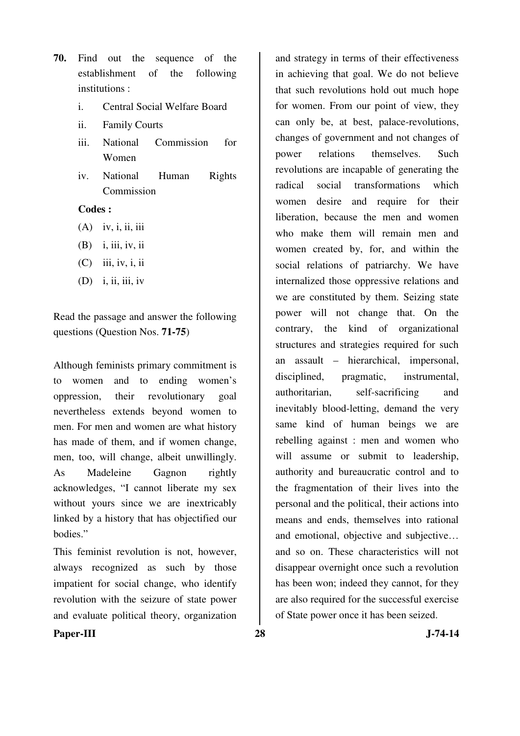**70.** Find out the sequence of the establishment of the following institutions :

i. Central Social Welfare Board

ii. Family Courts

iii. National Commission for Women

iv. National Human Rights Commission

**Codes :**

(A) iv, i, ii, iii

(B) i, iii, iv, ii

(C) iii, iv, i, ii

(D) i, ii, iii, iv

Read the passage and answer the following questions (Question Nos. **71-75**)

Although feminists primary commitment is to women and to ending women's oppression, their revolutionary goal nevertheless extends beyond women to men. For men and women are what history has made of them, and if women change, men, too, will change, albeit unwillingly. As Madeleine Gagnon rightly acknowledges, "I cannot liberate my sex without yours since we are inextricably linked by a history that has objectified our bodies."

This feminist revolution is not, however, always recognized as such by those impatient for social change, who identify revolution with the seizure of state power and evaluate political theory, organization and strategy in terms of their effectiveness in achieving that goal. We do not believe that such revolutions hold out much hope for women. From our point of view, they can only be, at best, palace-revolutions, changes of government and not changes of power relations themselves. Such revolutions are incapable of generating the radical social transformations which women desire and require for their liberation, because the men and women who make them will remain men and women created by, for, and within the social relations of patriarchy. We have internalized those oppressive relations and we are constituted by them. Seizing state power will not change that. On the contrary, the kind of organizational structures and strategies required for such an assault – hierarchical, impersonal, disciplined, pragmatic, instrumental, authoritarian, self-sacrificing and inevitably blood-letting, demand the very same kind of human beings we are rebelling against : men and women who will assume or submit to leadership, authority and bureaucratic control and to the fragmentation of their lives into the personal and the political, their actions into means and ends, themselves into rational and emotional, objective and subjective… and so on. These characteristics will not disappear overnight once such a revolution has been won; indeed they cannot, for they are also required for the successful exercise of State power once it has been seized.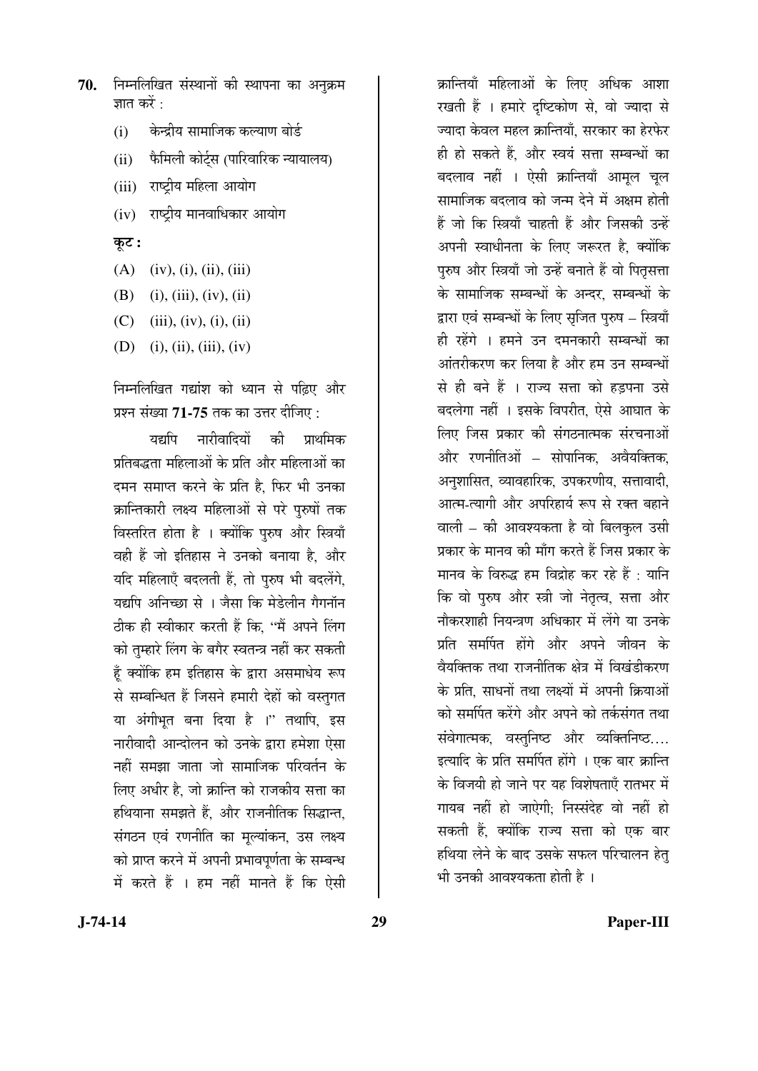**70.** निम्नलिखित संस्थानों की स्थापना का अनुक्रम ज्ञात करें :

(i) केन्द्रीय सामाजिक कल्याण बोर्ड

(ii) फैमिली कोर्ट्स (पारिवारिक न्यायालय)

(iii) राष्ट्रीय महिला आयोग

(iv) राष्ट्रीय मानवाधिकार आयोग

**कूट :**

(A) (iv), (i), (ii), (iii)

(B) (i), (iii), (iv), (ii)

(C) (iii), (iv), (i), (ii)

(D) (i), (ii), (iii), (iv)

निम्नलिखित गद्यांश को ध्यान से पढ़िए और प्रश्न संख्या **71-75** तक का उत्तर दीजिए :

यद्यपि नारीवादियों की प्राथमिक प्रतिबद्धता महिलाओं के प्रति और महिलाओं का दमन समाप्त करने के प्रति है, फिर भी उनका क्रान्तिकारी लक्ष्य महिलाओं से परे पुरुषों तक विस्तरित होता है । क्योंकि पुरुष और स्त्रियाँ वही हैं जो इतिहास ने उनको बनाया है, और यदि महिलाएँ बदलती हैं, तो पुरुष भी बदलेंगे, यद्यपि अनिच्छा से । जैसा कि मेडेलीन गैगनॉन ठीक ही स्वीकार करती हैं कि, "मैं अपने लिंग को तुम्हारे लिंग के बगैर स्वतन्त्र नहीं कर सकती हूँ क्योंकि हम इतिहास के द्वारा असमाधेय रूप से सम्बन्धित हैं जिसने हमारी देहों को वस्तुगत या अंगीभूत बना दिया है ।" तथापि, इस नारीवादी आन्दोलन को उनके द्वारा हमेशा ऐसा नहीं समझा जाता जो सामाजिक परिवर्तन के लिए अधीर है, जो क्रान्ति को राजकीय सत्ता का हथियाना समझते हैं, और राजनीतिक सिद्धान्त, संगठन एवं रणनीति का मूल्यांकन, उस लक्ष्य को प्राप्त करने में अपनी प्रभावपूर्णता के सम्बन्ध में करते हैं । हम नहीं मानते हैं कि ऐसी क्रान्तियाँ महिलाओं के लिए अधिक आशा रखती हैं । हमारे दृष्टिकोण से, वो ज्यादा से ज्यादा केवल महल क्रान्तियाँ, सरकार का हेरफेर ही हो सकते हैं, और स्वयं सत्ता सम्बन्धों का बदलाव नहीं । ऐसी क्रान्तियाँ आमूल चूल सामाजिक बदलाव को जन्म देने में अक्षम होती हैं जो कि स्त्रियाँ चाहती हैं और जिसकी उन्हें अपनी स्वाधीनता के लिए जरूरत है, क्योंकि पुरुष और स्त्रियाँ जो उन्हें बनाते हैं वो पितृसत्ता के सामाजिक सम्बन्धों के अन्दर, सम्बन्धों के द्वारा एवं सम्बन्धों के लिए सृजित पुरुष – स्त्रियाँ ही रहेंगे । हमने उन दमनकारी सम्बन्धों का आंतरीकरण कर लिया है और हम उन सम्बन्धों से ही बने हैं । राज्य सत्ता को हड़पना उसे बदलेगा नहीं । इसके विपरीत, ऐसे आघात के लिए जिस प्रकार की संगठनात्मक संरचनाओं और रणनीतियों – सोपानिक, अवैयक्तिक, अनुशासित, व्यावहारिक, उपकरणीय, सत्तावादी, आत्म-त्यागी और अपरिहार्य रूप से रक्त बहाने वाली – की आवश्यकता है वो बिलकुल उसी प्रकार के मानव की माँग करते हैं जिस प्रकार के मानव के विरुद्ध हम विद्रोह कर रहे हैं : यानि कि वो पुरुष और स्त्री जो नेतृत्व, सत्ता और नौकरशाही नियन्त्रण अधिकार में लेंगे या उनके प्रति समर्पित होंगे और अपने जीवन के वैयक्तिक तथा राजनीतिक क्षेत्र में विखंडीकरण के प्रति, साधनों तथा लक्ष्यों में अपनी क्रियाओं को समर्पित करेंगे और अपने को तर्कसंगत तथा संवेगात्मक, वस्तुनिष्ठ और व्यक्तिनिष्ठ.... इत्यादि के प्रति समर्पित होंगे । एक बार क्रान्ति के विजयी हो जाने पर यह विशेषताएँ रातभर में गायब नहीं हो जाएँगी; निस्संदेह वो नहीं हो सकती हैं, क्योंकि राज्य सत्ता को एक बार हथिया लेने के बाद उसके सफल परिचालन हेतु भी उनकी आवश्यकता होती है ।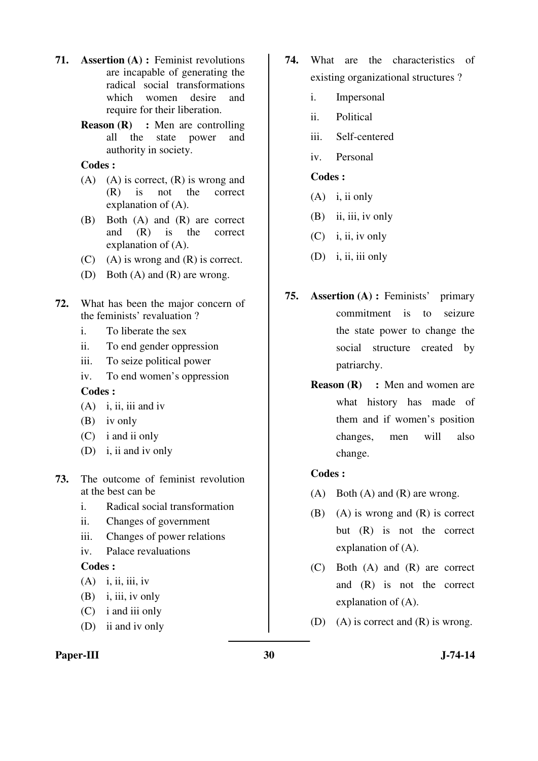**71.** **Assertion (A) :** Feminist revolutions are incapable of generating the radical social transformations which women desire and require for their liberation.

**Reason (R) :** Men are controlling all the state power and authority in society.

**Codes :**

(A) (A) is correct, (R) is wrong and (R) is not the correct explanation of (A).

(B) Both (A) and (R) are correct and (R) is the correct explanation of (A).

(C) (A) is wrong and (R) is correct.

(D) Both (A) and (R) are wrong.

**72.** What has been the major concern of the feminists' revaluation ?

i. To liberate the sex

ii. To end gender oppression

iii. To seize political power

iv. To end women's oppression

**Codes :**

(A) i, ii, iii and iv

(B) iv only

(C) i and ii only

(D) i, ii and iv only

**73.** The outcome of feminist revolution at the best can be

i. Radical social transformation

ii. Changes of government

iii. Changes of power relations

iv. Palace revaluations

**Codes :**

(A) i, ii, iii, iv

(B) i, iii, iv only

(C) i and iii only

(D) ii and iv only

**74.** What are the characteristics of existing organizational structures ?

i. Impersonal

ii. Political

iii. Self-centered

iv. Personal

**Codes :**

(A) i, ii only

(B) ii, iii, iv only

(C) i, ii, iv only

(D) i, ii, iii only

**75.** **Assertion (A) :** Feminists' primary commitment is to seize the state power to change the social structure created by patriarchy.

**Reason (R) :** Men and women are what history has made of them and if women's position changes, men will also change.

**Codes :**

(A) Both (A) and (R) are wrong.

(B) (A) is wrong and (R) is correct but (R) is not the correct explanation of (A).

(C) Both (A) and (R) are correct and (R) is not the correct explanation of (A).

(D) (A) is correct and (R) is wrong.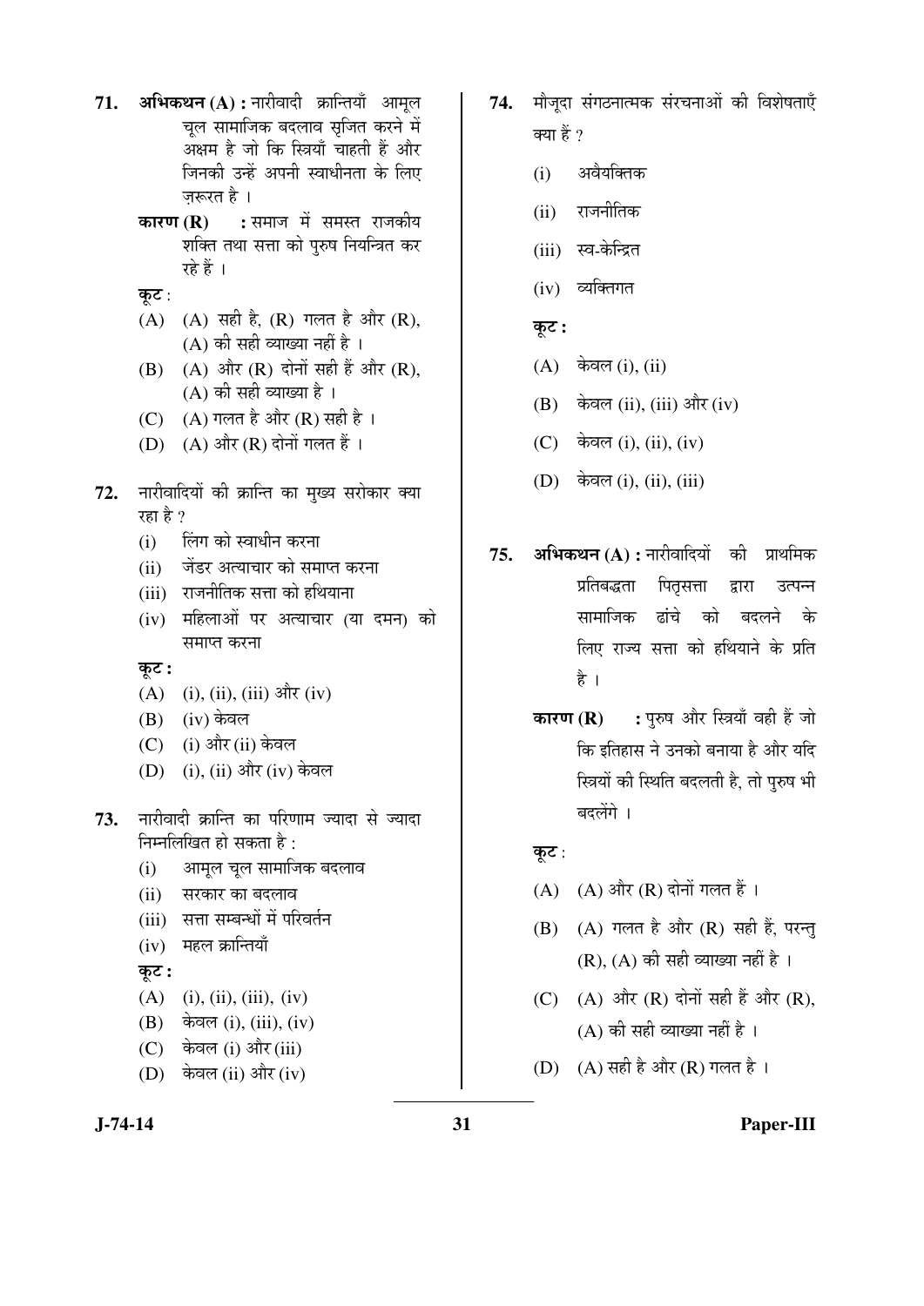**71.** **अभिकथन (A) :** नारीवादी क्रान्तियाँ आमूल चूल सामाजिक बदलाव सृजित करने में अक्षम है जो कि स्त्रियाँ चाहती हैं और जिनकी उन्हें अपनी स्वाधीनता के लिए ज़रूरत है ।

**कारण (R) :** समाज में समस्त राजकीय शक्ति तथा सत्ता को पुरुष नियन्त्रित कर रहे हैं ।

**कूट** :

(A) (A) सही है, (R) गलत है और (R), (A) की सही व्याख्या नहीं है ।

(B) (A) और (R) दोनों सही हैं और (R), (A) की सही व्याख्या है ।

(C) (A) गलत है और (R) सही है ।

(D) (A) और (R) दोनों गलत हैं ।

**72.** नारीवादियों की क्रान्ति का मुख्य सरोकार क्या रहा है ?

(i) लिंग को स्वाधीन करना

(ii) जेंडर अत्याचार को समाप्त करना

(iii) राजनीतिक सत्ता को हथियाना

(iv) महिलाओं पर अत्याचार (या दमन) को समाप्त करना

**कूट :**

(A) (i), (ii), (iii) और (iv)

(B) (iv) केवल

(C) (i) और (ii) केवल

(D) (i), (ii) और (iv) केवल

**73.** नारीवादी क्रान्ति का परिणाम ज्यादा से ज्यादा निम्नलिखित हो सकता है :

(i) आमूल चूल सामाजिक बदलाव

(ii) सरकार का बदलाव

(iii) सत्ता सम्बन्धों में परिवर्तन

(iv) महल क्रान्तियाँ

**कूट :**

(A) (i), (ii), (iii), (iv)

(B) केवल (i), (iii), (iv)

(C) केवल (i) और (iii)

(D) केवल (ii) और (iv)

**74.** मौजूदा संगठनात्मक संरचनाओं की विशेषताएँ क्या हैं ?

(i) अवैयक्तिक

(ii) राजनीतिक

(iii) स्व-केन्द्रित

(iv) व्यक्तिगत

**कूट :**

(A) केवल (i), (ii)

(B) केवल (ii), (iii) और (iv)

(C) केवल (i), (ii), (iv)

(D) केवल (i), (ii), (iii)

**75.** **अभिकथन (A) :** नारीवादियों की प्राथमिक प्रतिबद्धता पितृसत्ता द्वारा उत्पन्न सामाजिक ढांचे को बदलने के लिए राज्य सत्ता को हथियाने के प्रति है ।

**कारण (R) :** पुरुष और स्त्रियाँ वही हैं जो कि इतिहास ने उनको बनाया है और यदि स्त्रियों की स्थिति बदलती है, तो पुरुष भी बदलेंगे ।

**कूट** :

(A) (A) और (R) दोनों गलत हैं ।

(B) (A) गलत है और (R) सही हैं, परन्तु (R), (A) की सही व्याख्या नहीं है ।

(C) (A) और (R) दोनों सही हैं और (R), (A) की सही व्याख्या नहीं है ।

(D) (A) सही है और (R) गलत है ।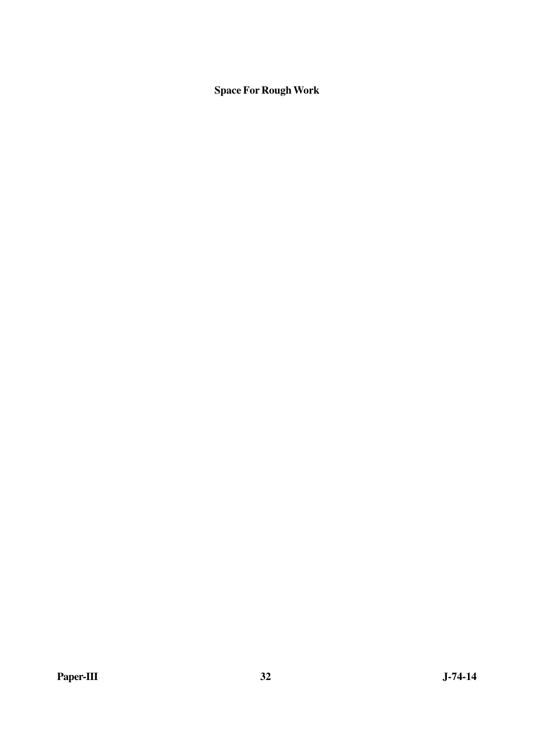**Space For Rough Work**